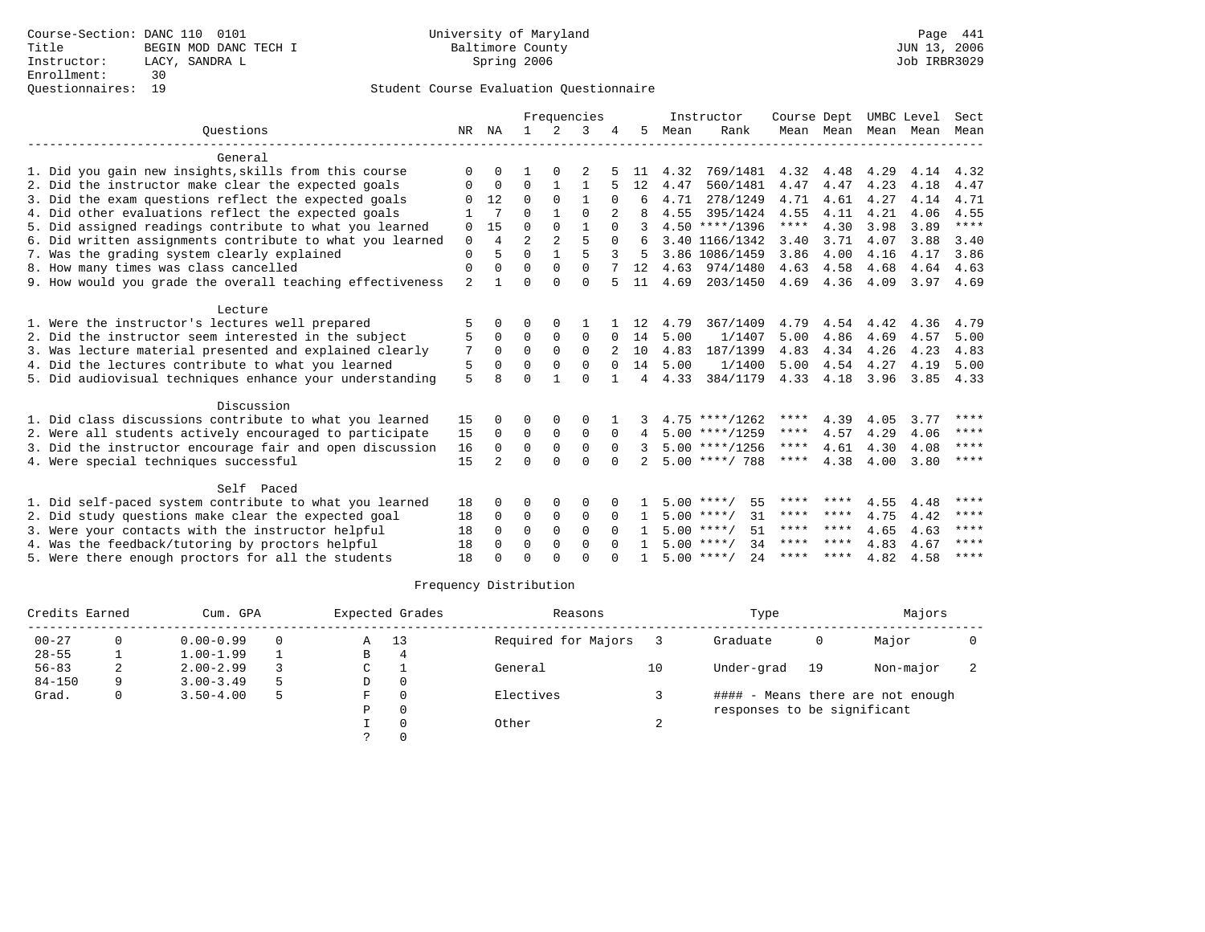Course-Section: DANC 110 0101
Title: BEGIN MOD DANC TECH I
Instructor: LACY, SANDRA L
Enrollment: 30
Questionnaires: 19

University of Maryland
Baltimore County
Spring 2006

JUN 13, 2006
Job IRBR3029

## Student Course Evaluation Questionnaire

| Questions | NR | NA | 1 | 2 | 3 | 4 | 5 | Instructor Mean | Instructor Rank | Course Mean | Dept Mean | UMBC Level Mean | Level Mean | Sect Mean |
|---|---|---|---|---|---|---|---|---|---|---|---|---|---|---|
| **General** | | | | | | | | | | | | | | |
| 1. Did you gain new insights,skills from this course | 0 | 0 | 1 | 0 | 2 | 5 | 11 | 4.32 | 769/1481 | 4.32 | 4.48 | 4.29 | 4.14 | 4.32 |
| 2. Did the instructor make clear the expected goals | 0 | 0 | 0 | 1 | 1 | 5 | 12 | 4.47 | 560/1481 | 4.47 | 4.47 | 4.23 | 4.18 | 4.47 |
| 3. Did the exam questions reflect the expected goals | 0 | 12 | 0 | 0 | 1 | 0 | 6 | 4.71 | 278/1249 | 4.71 | 4.61 | 4.27 | 4.14 | 4.71 |
| 4. Did other evaluations reflect the expected goals | 1 | 7 | 0 | 1 | 0 | 2 | 8 | 4.55 | 395/1424 | 4.55 | 4.11 | 4.21 | 4.06 | 4.55 |
| 5. Did assigned readings contribute to what you learned | 0 | 15 | 0 | 0 | 1 | 0 | 3 | 4.50 | ****/1396 | **** | 4.30 | 3.98 | 3.89 | **** |
| 6. Did written assignments contribute to what you learned | 0 | 4 | 2 | 2 | 5 | 0 | 6 | 3.40 | 1166/1342 | 3.40 | 3.71 | 4.07 | 3.88 | 3.40 |
| 7. Was the grading system clearly explained | 0 | 5 | 0 | 1 | 5 | 3 | 5 | 3.86 | 1086/1459 | 3.86 | 4.00 | 4.16 | 4.17 | 3.86 |
| 8. How many times was class cancelled | 0 | 0 | 0 | 0 | 0 | 7 | 12 | 4.63 | 974/1480 | 4.63 | 4.58 | 4.68 | 4.64 | 4.63 |
| 9. How would you grade the overall teaching effectiveness | 2 | 1 | 0 | 0 | 0 | 5 | 11 | 4.69 | 203/1450 | 4.69 | 4.36 | 4.09 | 3.97 | 4.69 |
| **Lecture** | | | | | | | | | | | | | | |
| 1. Were the instructor's lectures well prepared | 5 | 0 | 0 | 0 | 1 | 1 | 12 | 4.79 | 367/1409 | 4.79 | 4.54 | 4.42 | 4.36 | 4.79 |
| 2. Did the instructor seem interested in the subject | 5 | 0 | 0 | 0 | 0 | 0 | 14 | 5.00 | 1/1407 | 5.00 | 4.86 | 4.69 | 4.57 | 5.00 |
| 3. Was lecture material presented and explained clearly | 7 | 0 | 0 | 0 | 0 | 2 | 10 | 4.83 | 187/1399 | 4.83 | 4.34 | 4.26 | 4.23 | 4.83 |
| 4. Did the lectures contribute to what you learned | 5 | 0 | 0 | 0 | 0 | 0 | 14 | 5.00 | 1/1400 | 5.00 | 4.54 | 4.27 | 4.19 | 5.00 |
| 5. Did audiovisual techniques enhance your understanding | 5 | 8 | 0 | 1 | 0 | 1 | 4 | 4.33 | 384/1179 | 4.33 | 4.18 | 3.96 | 3.85 | 4.33 |
| **Discussion** | | | | | | | | | | | | | | |
| 1. Did class discussions contribute to what you learned | 15 | 0 | 0 | 0 | 0 | 1 | 3 | 4.75 | ****/1262 | **** | 4.39 | 4.05 | 3.77 | **** |
| 2. Were all students actively encouraged to participate | 15 | 0 | 0 | 0 | 0 | 0 | 4 | 5.00 | ****/1259 | **** | 4.57 | 4.29 | 4.06 | **** |
| 3. Did the instructor encourage fair and open discussion | 16 | 0 | 0 | 0 | 0 | 0 | 3 | 5.00 | ****/1256 | **** | 4.61 | 4.30 | 4.08 | **** |
| 4. Were special techniques successful | 15 | 2 | 0 | 0 | 0 | 0 | 2 | 5.00 | ****/ 788 | **** | 4.38 | 4.00 | 3.80 | **** |
| **Self Paced** | | | | | | | | | | | | | | |
| 1. Did self-paced system contribute to what you learned | 18 | 0 | 0 | 0 | 0 | 0 | 1 | 5.00 | ****/ 55 | **** | **** | 4.55 | 4.48 | **** |
| 2. Did study questions make clear the expected goal | 18 | 0 | 0 | 0 | 0 | 0 | 1 | 5.00 | ****/ 31 | **** | **** | 4.75 | 4.42 | **** |
| 3. Were your contacts with the instructor helpful | 18 | 0 | 0 | 0 | 0 | 0 | 1 | 5.00 | ****/ 51 | **** | **** | 4.65 | 4.63 | **** |
| 4. Was the feedback/tutoring by proctors helpful | 18 | 0 | 0 | 0 | 0 | 0 | 1 | 5.00 | ****/ 34 | **** | **** | 4.83 | 4.67 | **** |
| 5. Were there enough proctors for all the students | 18 | 0 | 0 | 0 | 0 | 0 | 1 | 5.00 | ****/ 24 | **** | **** | 4.82 | 4.58 | **** |

### Frequency Distribution

| Credits Earned | | Cum. GPA | | Expected Grades | | Reasons | | Type | | Majors | |
|---|---|---|---|---|---|---|---|---|---|---|---|
| 00-27 | 0 | 0.00-0.99 | 0 | A | 13 | Required for Majors | 3 | Graduate | 0 | Major | 0 |
| 28-55 | 1 | 1.00-1.99 | 1 | B | 4 | | | | | | |
| 56-83 | 2 | 2.00-2.99 | 3 | C | 1 | General | 10 | Under-grad | 19 | Non-major | 2 |
| 84-150 | 9 | 3.00-3.49 | 5 | D | 0 | | | | | | |
| Grad. | 0 | 3.50-4.00 | 5 | F | 0 | Electives | 3 | #### - Means there are not enough responses to be significant | | | |
| | | | | P | 0 | | | | | | |
| | | | | I | 0 | Other | 2 | | | | |
| | | | | ? | 0 | | | | | | |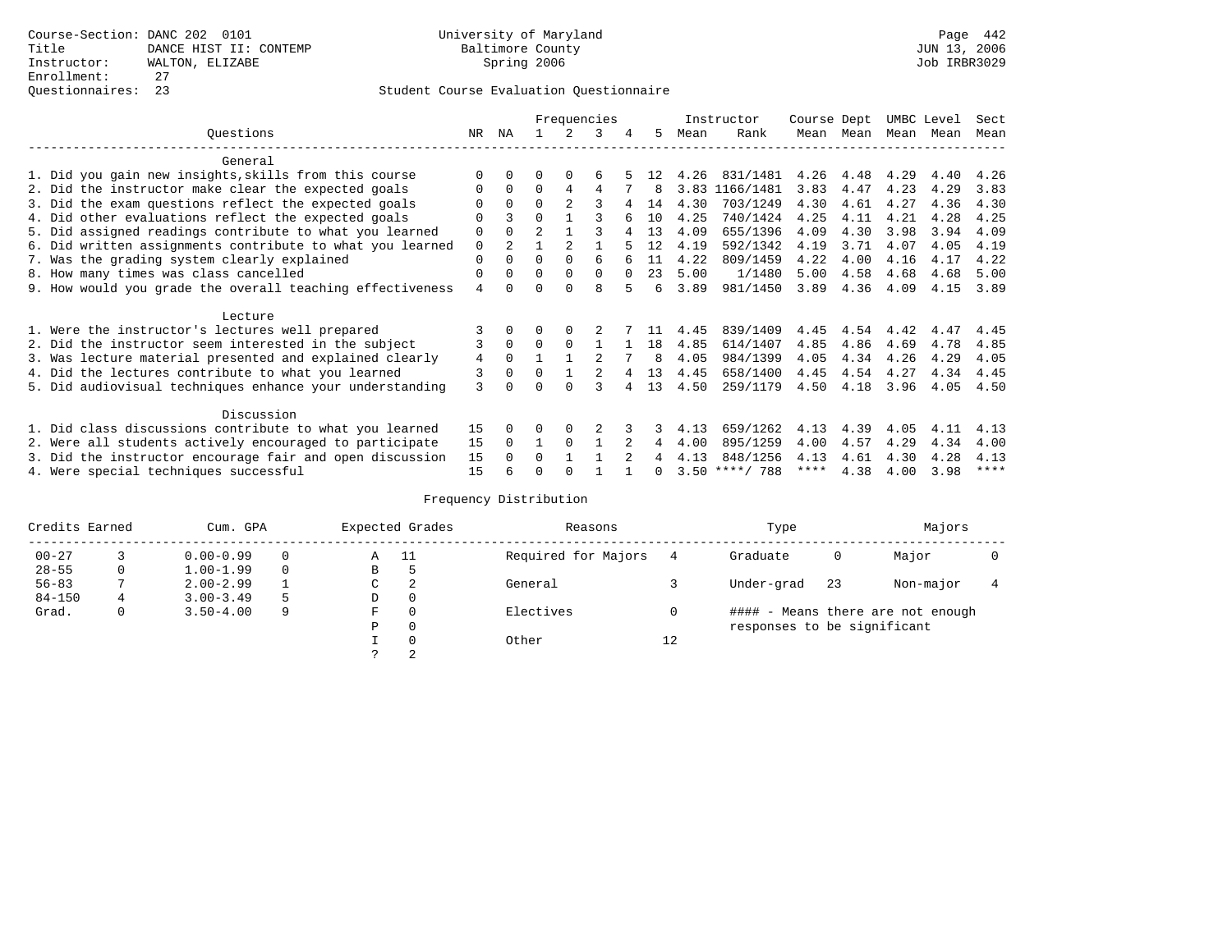Course-Section: DANC 202 0101
Title: DANCE HIST II: CONTEMP
Instructor: WALTON, ELIZABE
Enrollment: 27
Questionnaires: 23

University of Maryland
Baltimore County
Spring 2006

JUN 13, 2006
Job IRBR3029

Student Course Evaluation Questionnaire

| Questions | NR | NA | 1 | 2 | 3 | 4 | 5 | Instructor Mean | Instructor Rank | Course Mean | Dept Mean | UMBC Mean | Level Mean | Sect Mean |
|---|---|---|---|---|---|---|---|---|---|---|---|---|---|---|
| **General** | | | | | | | | | | | | | | |
| 1. Did you gain new insights,skills from this course | 0 | 0 | 0 | 0 | 6 | 5 | 12 | 4.26 | 831/1481 | 4.26 | 4.48 | 4.29 | 4.40 | 4.26 |
| 2. Did the instructor make clear the expected goals | 0 | 0 | 0 | 4 | 4 | 7 | 8 | 3.83 | 1166/1481 | 3.83 | 4.47 | 4.23 | 4.29 | 3.83 |
| 3. Did the exam questions reflect the expected goals | 0 | 0 | 0 | 2 | 3 | 4 | 14 | 4.30 | 703/1249 | 4.30 | 4.61 | 4.27 | 4.36 | 4.30 |
| 4. Did other evaluations reflect the expected goals | 0 | 3 | 0 | 1 | 3 | 6 | 10 | 4.25 | 740/1424 | 4.25 | 4.11 | 4.21 | 4.28 | 4.25 |
| 5. Did assigned readings contribute to what you learned | 0 | 0 | 2 | 1 | 3 | 4 | 13 | 4.09 | 655/1396 | 4.09 | 4.30 | 3.98 | 3.94 | 4.09 |
| 6. Did written assignments contribute to what you learned | 0 | 2 | 1 | 2 | 1 | 5 | 12 | 4.19 | 592/1342 | 4.19 | 3.71 | 4.07 | 4.05 | 4.19 |
| 7. Was the grading system clearly explained | 0 | 0 | 0 | 0 | 6 | 6 | 11 | 4.22 | 809/1459 | 4.22 | 4.00 | 4.16 | 4.17 | 4.22 |
| 8. How many times was class cancelled | 0 | 0 | 0 | 0 | 0 | 0 | 23 | 5.00 | 1/1480 | 5.00 | 4.58 | 4.68 | 4.68 | 5.00 |
| 9. How would you grade the overall teaching effectiveness | 4 | 0 | 0 | 0 | 8 | 5 | 6 | 3.89 | 981/1450 | 3.89 | 4.36 | 4.09 | 4.15 | 3.89 |
| **Lecture** | | | | | | | | | | | | | | |
| 1. Were the instructor's lectures well prepared | 3 | 0 | 0 | 0 | 2 | 7 | 11 | 4.45 | 839/1409 | 4.45 | 4.54 | 4.42 | 4.47 | 4.45 |
| 2. Did the instructor seem interested in the subject | 3 | 0 | 0 | 0 | 1 | 1 | 18 | 4.85 | 614/1407 | 4.85 | 4.86 | 4.69 | 4.78 | 4.85 |
| 3. Was lecture material presented and explained clearly | 4 | 0 | 1 | 1 | 2 | 7 | 8 | 4.05 | 984/1399 | 4.05 | 4.34 | 4.26 | 4.29 | 4.05 |
| 4. Did the lectures contribute to what you learned | 3 | 0 | 0 | 1 | 2 | 4 | 13 | 4.45 | 658/1400 | 4.45 | 4.54 | 4.27 | 4.34 | 4.45 |
| 5. Did audiovisual techniques enhance your understanding | 3 | 0 | 0 | 0 | 3 | 4 | 13 | 4.50 | 259/1179 | 4.50 | 4.18 | 3.96 | 4.05 | 4.50 |
| **Discussion** | | | | | | | | | | | | | | |
| 1. Did class discussions contribute to what you learned | 15 | 0 | 0 | 0 | 2 | 3 | 3 | 4.13 | 659/1262 | 4.13 | 4.39 | 4.05 | 4.11 | 4.13 |
| 2. Were all students actively encouraged to participate | 15 | 0 | 1 | 0 | 1 | 2 | 4 | 4.00 | 895/1259 | 4.00 | 4.57 | 4.29 | 4.34 | 4.00 |
| 3. Did the instructor encourage fair and open discussion | 15 | 0 | 0 | 1 | 1 | 2 | 4 | 4.13 | 848/1256 | 4.13 | 4.61 | 4.30 | 4.28 | 4.13 |
| 4. Were special techniques successful | 15 | 6 | 0 | 0 | 1 | 1 | 0 | 3.50 | ****/ 788 | **** | 4.38 | 4.00 | 3.98 | **** |

Frequency Distribution

| Credits Earned | | Cum. GPA | | Expected Grades | | Reasons | | Type | | Majors | |
|---|---|---|---|---|---|---|---|---|---|---|---|
| 00-27 | 3 | 0.00-0.99 | 0 | A | 11 | Required for Majors | 4 | Graduate | 0 | Major | 0 |
| 28-55 | 0 | 1.00-1.99 | 0 | B | 5 | | | | | | |
| 56-83 | 7 | 2.00-2.99 | 1 | C | 2 | General | 3 | Under-grad | 23 | Non-major | 4 |
| 84-150 | 4 | 3.00-3.49 | 5 | D | 0 | | | | | | |
| Grad. | 0 | 3.50-4.00 | 9 | F | 0 | Electives | 0 | #### - Means there are not enough responses to be significant | | | |
| | | | | P | 0 | | | | | | |
| | | | | I | 0 | Other | 12 | | | | |
| | | | | ? | 2 | | | | | | |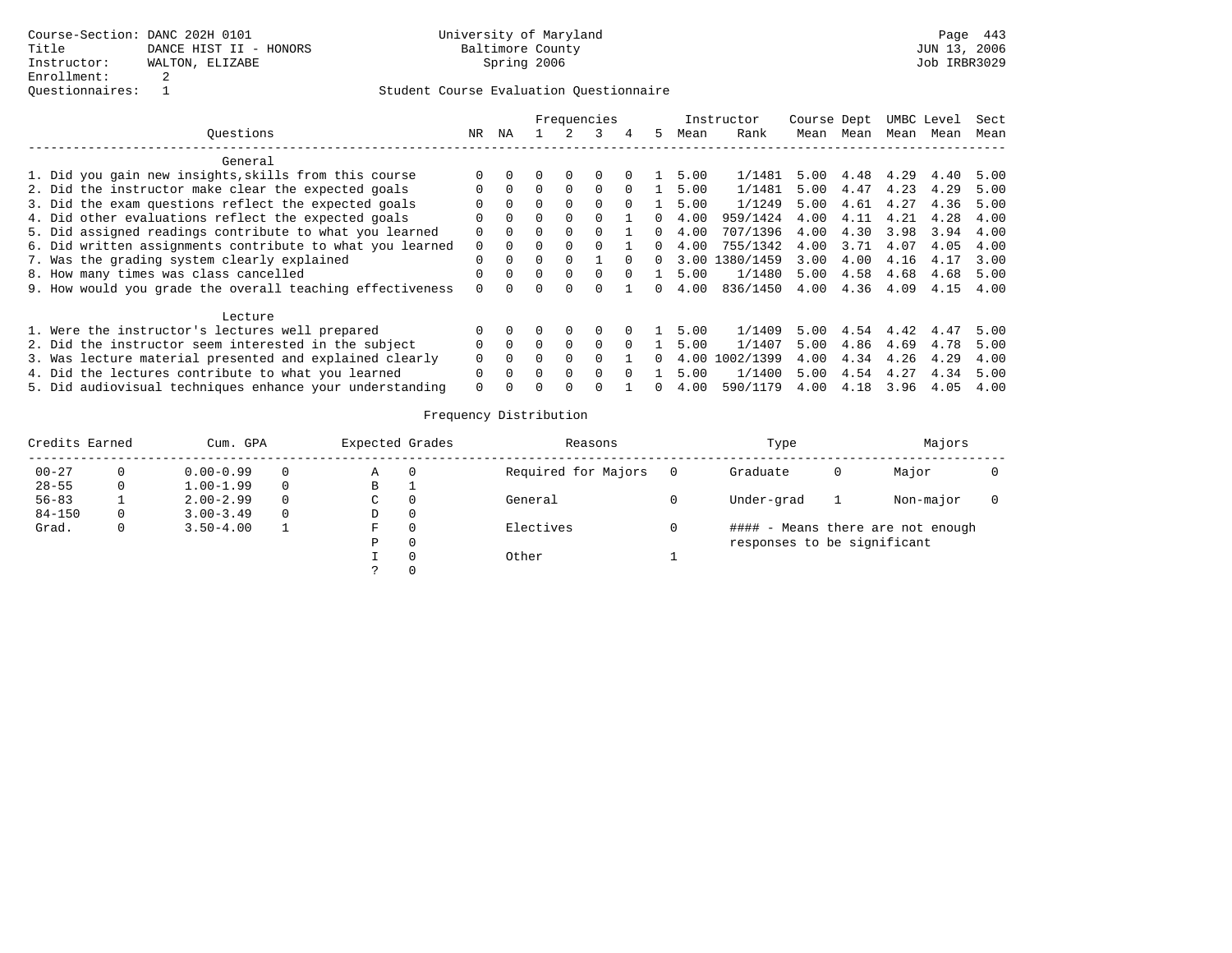Course-Section: DANC 202H 0101
Title: DANCE HIST II - HONORS
Instructor: WALTON, ELIZABE
Enrollment: 2
Questionnaires: 1

University of Maryland
Baltimore County
Spring 2006

JUN 13, 2006
Job IRBR3029

## Student Course Evaluation Questionnaire

| Questions | NR | NA | 1 | 2 | 3 | 4 | 5 | Instructor Mean | Instructor Rank | Course Mean | Dept Mean | UMBC Mean | Level Mean | Sect Mean |
|---|---|---|---|---|---|---|---|---|---|---|---|---|---|---|
| **General** | | | | | | | | | | | | | | |
| 1. Did you gain new insights,skills from this course | 0 | 0 | 0 | 0 | 0 | 0 | 1 | 5.00 | 1/1481 | 5.00 | 4.48 | 4.29 | 4.40 | 5.00 |
| 2. Did the instructor make clear the expected goals | 0 | 0 | 0 | 0 | 0 | 0 | 1 | 5.00 | 1/1481 | 5.00 | 4.47 | 4.23 | 4.29 | 5.00 |
| 3. Did the exam questions reflect the expected goals | 0 | 0 | 0 | 0 | 0 | 0 | 1 | 5.00 | 1/1249 | 5.00 | 4.61 | 4.27 | 4.36 | 5.00 |
| 4. Did other evaluations reflect the expected goals | 0 | 0 | 0 | 0 | 0 | 1 | 0 | 4.00 | 959/1424 | 4.00 | 4.11 | 4.21 | 4.28 | 4.00 |
| 5. Did assigned readings contribute to what you learned | 0 | 0 | 0 | 0 | 0 | 1 | 0 | 4.00 | 707/1396 | 4.00 | 4.30 | 3.98 | 3.94 | 4.00 |
| 6. Did written assignments contribute to what you learned | 0 | 0 | 0 | 0 | 0 | 1 | 0 | 4.00 | 755/1342 | 4.00 | 3.71 | 4.07 | 4.05 | 4.00 |
| 7. Was the grading system clearly explained | 0 | 0 | 0 | 0 | 1 | 0 | 0 | 3.00 | 1380/1459 | 3.00 | 4.00 | 4.16 | 4.17 | 3.00 |
| 8. How many times was class cancelled | 0 | 0 | 0 | 0 | 0 | 0 | 1 | 5.00 | 1/1480 | 5.00 | 4.58 | 4.68 | 4.68 | 5.00 |
| 9. How would you grade the overall teaching effectiveness | 0 | 0 | 0 | 0 | 0 | 1 | 0 | 4.00 | 836/1450 | 4.00 | 4.36 | 4.09 | 4.15 | 4.00 |
| **Lecture** | | | | | | | | | | | | | | |
| 1. Were the instructor's lectures well prepared | 0 | 0 | 0 | 0 | 0 | 0 | 1 | 5.00 | 1/1409 | 5.00 | 4.54 | 4.42 | 4.47 | 5.00 |
| 2. Did the instructor seem interested in the subject | 0 | 0 | 0 | 0 | 0 | 0 | 1 | 5.00 | 1/1407 | 5.00 | 4.86 | 4.69 | 4.78 | 5.00 |
| 3. Was lecture material presented and explained clearly | 0 | 0 | 0 | 0 | 0 | 1 | 0 | 4.00 | 1002/1399 | 4.00 | 4.34 | 4.26 | 4.29 | 4.00 |
| 4. Did the lectures contribute to what you learned | 0 | 0 | 0 | 0 | 0 | 0 | 1 | 5.00 | 1/1400 | 5.00 | 4.54 | 4.27 | 4.34 | 5.00 |
| 5. Did audiovisual techniques enhance your understanding | 0 | 0 | 0 | 0 | 0 | 1 | 0 | 4.00 | 590/1179 | 4.00 | 4.18 | 3.96 | 4.05 | 4.00 |

## Frequency Distribution

| Credits Earned | | Cum. GPA | | Expected Grades | | Reasons | | Type | | Majors | |
|---|---|---|---|---|---|---|---|---|---|---|---|
| 00-27 | 0 | 0.00-0.99 | 0 | A | 0 | Required for Majors | 0 | Graduate | 0 | Major | 0 |
| 28-55 | 0 | 1.00-1.99 | 0 | B | 1 | | | | | | |
| 56-83 | 1 | 2.00-2.99 | 0 | C | 0 | General | 0 | Under-grad | 1 | Non-major | 0 |
| 84-150 | 0 | 3.00-3.49 | 0 | D | 0 | | | | | | |
| Grad. | 0 | 3.50-4.00 | 1 | F | 0 | Electives | 0 | #### - Means there are not enough responses to be significant | | | |
| | | | | P | 0 | | | | | | |
| | | | | I | 0 | Other | 1 | | | | |
| | | | | ? | 0 | | | | | | |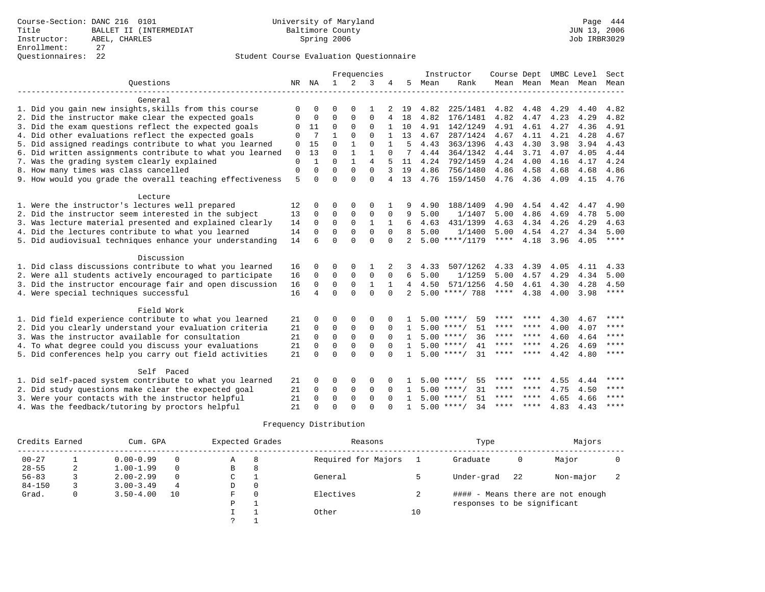Course-Section: DANC 216 0101
Title: BALLET II (INTERMEDIAT
Instructor: ABEL, CHARLES
Enrollment: 27
Questionnaires: 22

University of Maryland
Baltimore County
Spring 2006

JUN 13, 2006
Job IRBR3029

## Student Course Evaluation Questionnaire

| Questions | NR | NA | 1 | 2 | 3 | 4 | 5 | Instructor Mean | Instructor Rank | Course Mean | Dept Mean | UMBC Mean | Level Mean | Sect Mean |
|---|---|---|---|---|---|---|---|---|---|---|---|---|---|---|
| **General** | | | | | | | | | | | | | | |
| 1. Did you gain new insights,skills from this course | 0 | 0 | 0 | 0 | 1 | 2 | 19 | 4.82 | 225/1481 | 4.82 | 4.48 | 4.29 | 4.40 | 4.82 |
| 2. Did the instructor make clear the expected goals | 0 | 0 | 0 | 0 | 0 | 4 | 18 | 4.82 | 176/1481 | 4.82 | 4.47 | 4.23 | 4.29 | 4.82 |
| 3. Did the exam questions reflect the expected goals | 0 | 11 | 0 | 0 | 0 | 1 | 10 | 4.91 | 142/1249 | 4.91 | 4.61 | 4.27 | 4.36 | 4.91 |
| 4. Did other evaluations reflect the expected goals | 0 | 7 | 1 | 0 | 0 | 1 | 13 | 4.67 | 287/1424 | 4.67 | 4.11 | 4.21 | 4.28 | 4.67 |
| 5. Did assigned readings contribute to what you learned | 0 | 15 | 0 | 1 | 0 | 1 | 5 | 4.43 | 363/1396 | 4.43 | 4.30 | 3.98 | 3.94 | 4.43 |
| 6. Did written assignments contribute to what you learned | 0 | 13 | 0 | 1 | 1 | 0 | 7 | 4.44 | 364/1342 | 4.44 | 3.71 | 4.07 | 4.05 | 4.44 |
| 7. Was the grading system clearly explained | 0 | 1 | 0 | 1 | 4 | 5 | 11 | 4.24 | 792/1459 | 4.24 | 4.00 | 4.16 | 4.17 | 4.24 |
| 8. How many times was class cancelled | 0 | 0 | 0 | 0 | 0 | 3 | 19 | 4.86 | 756/1480 | 4.86 | 4.58 | 4.68 | 4.68 | 4.86 |
| 9. How would you grade the overall teaching effectiveness | 5 | 0 | 0 | 0 | 0 | 4 | 13 | 4.76 | 159/1450 | 4.76 | 4.36 | 4.09 | 4.15 | 4.76 |
| **Lecture** | | | | | | | | | | | | | | |
| 1. Were the instructor's lectures well prepared | 12 | 0 | 0 | 0 | 0 | 1 | 9 | 4.90 | 188/1409 | 4.90 | 4.54 | 4.42 | 4.47 | 4.90 |
| 2. Did the instructor seem interested in the subject | 13 | 0 | 0 | 0 | 0 | 0 | 9 | 5.00 | 1/1407 | 5.00 | 4.86 | 4.69 | 4.78 | 5.00 |
| 3. Was lecture material presented and explained clearly | 14 | 0 | 0 | 0 | 1 | 1 | 6 | 4.63 | 431/1399 | 4.63 | 4.34 | 4.26 | 4.29 | 4.63 |
| 4. Did the lectures contribute to what you learned | 14 | 0 | 0 | 0 | 0 | 0 | 8 | 5.00 | 1/1400 | 5.00 | 4.54 | 4.27 | 4.34 | 5.00 |
| 5. Did audiovisual techniques enhance your understanding | 14 | 6 | 0 | 0 | 0 | 0 | 2 | 5.00 | ****/1179 | **** | 4.18 | 3.96 | 4.05 | **** |
| **Discussion** | | | | | | | | | | | | | | |
| 1. Did class discussions contribute to what you learned | 16 | 0 | 0 | 0 | 1 | 2 | 3 | 4.33 | 507/1262 | 4.33 | 4.39 | 4.05 | 4.11 | 4.33 |
| 2. Were all students actively encouraged to participate | 16 | 0 | 0 | 0 | 0 | 0 | 6 | 5.00 | 1/1259 | 5.00 | 4.57 | 4.29 | 4.34 | 5.00 |
| 3. Did the instructor encourage fair and open discussion | 16 | 0 | 0 | 0 | 1 | 1 | 4 | 4.50 | 571/1256 | 4.50 | 4.61 | 4.30 | 4.28 | 4.50 |
| 4. Were special techniques successful | 16 | 4 | 0 | 0 | 0 | 0 | 2 | 5.00 | ****/ 788 | **** | 4.38 | 4.00 | 3.98 | **** |
| **Field Work** | | | | | | | | | | | | | | |
| 1. Did field experience contribute to what you learned | 21 | 0 | 0 | 0 | 0 | 0 | 1 | 5.00 | ****/ 59 | **** | **** | 4.30 | 4.67 | **** |
| 2. Did you clearly understand your evaluation criteria | 21 | 0 | 0 | 0 | 0 | 0 | 1 | 5.00 | ****/ 51 | **** | **** | 4.00 | 4.07 | **** |
| 3. Was the instructor available for consultation | 21 | 0 | 0 | 0 | 0 | 0 | 1 | 5.00 | ****/ 36 | **** | **** | 4.60 | 4.64 | **** |
| 4. To what degree could you discuss your evaluations | 21 | 0 | 0 | 0 | 0 | 0 | 1 | 5.00 | ****/ 41 | **** | **** | 4.26 | 4.69 | **** |
| 5. Did conferences help you carry out field activities | 21 | 0 | 0 | 0 | 0 | 0 | 1 | 5.00 | ****/ 31 | **** | **** | 4.42 | 4.80 | **** |
| **Self Paced** | | | | | | | | | | | | | | |
| 1. Did self-paced system contribute to what you learned | 21 | 0 | 0 | 0 | 0 | 0 | 1 | 5.00 | ****/ 55 | **** | **** | 4.55 | 4.44 | **** |
| 2. Did study questions make clear the expected goal | 21 | 0 | 0 | 0 | 0 | 0 | 1 | 5.00 | ****/ 31 | **** | **** | 4.75 | 4.50 | **** |
| 3. Were your contacts with the instructor helpful | 21 | 0 | 0 | 0 | 0 | 0 | 1 | 5.00 | ****/ 51 | **** | **** | 4.65 | 4.66 | **** |
| 4. Was the feedback/tutoring by proctors helpful | 21 | 0 | 0 | 0 | 0 | 0 | 1 | 5.00 | ****/ 34 | **** | **** | 4.83 | 4.43 | **** |

## Frequency Distribution

| Credits Earned | | Cum. GPA | | Expected Grades | | Reasons | | Type | | Majors | |
|---|---|---|---|---|---|---|---|---|---|---|---|
| 00-27 | 1 | 0.00-0.99 | 0 | A | 8 | Required for Majors | 1 | Graduate | 0 | Major | 0 |
| 28-55 | 2 | 1.00-1.99 | 0 | B | 8 | | | | | | |
| 56-83 | 3 | 2.00-2.99 | 0 | C | 1 | General | 5 | Under-grad | 22 | Non-major | 2 |
| 84-150 | 3 | 3.00-3.49 | 4 | D | 0 | | | | | | |
| Grad. | 0 | 3.50-4.00 | 10 | F | 0 | Electives | 2 | | | | |
| | | | | P | 1 | | | | | | |
| | | | | I | 1 | Other | 10 | | | | |
| | | | | ? | 1 | | | | | | |

#### - Means there are not enough responses to be significant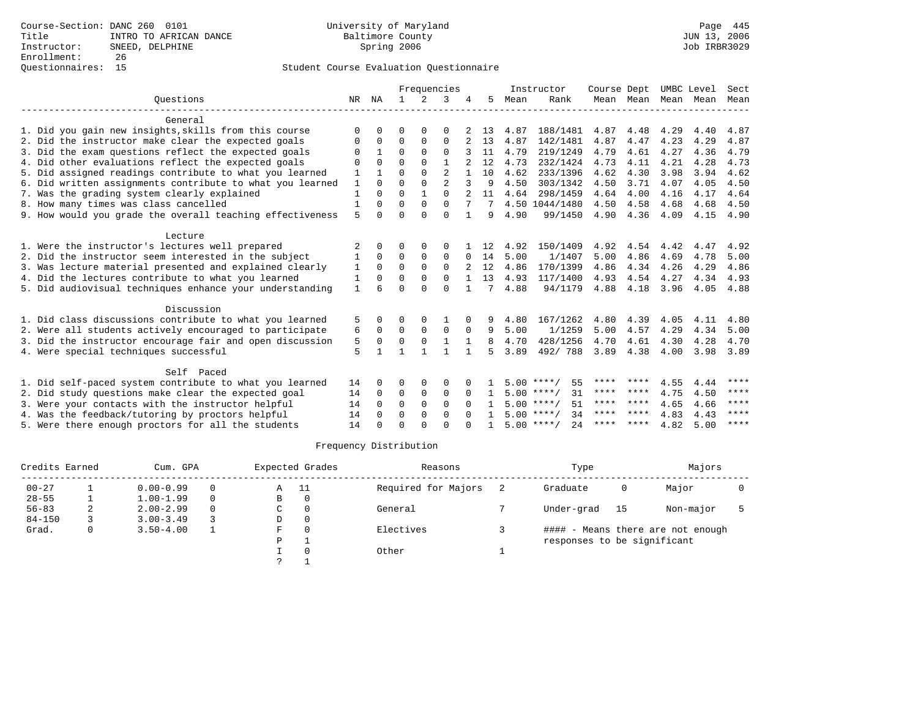Course-Section: DANC 260 0101
Title: INTRO TO AFRICAN DANCE
Instructor: SNEED, DELPHINE
Enrollment: 26
Questionnaires: 15

University of Maryland
Baltimore County
Spring 2006

JUN 13, 2006
Job IRBR3029

## Student Course Evaluation Questionnaire

| Questions | NR | NA | 1 | 2 | 3 | 4 | 5 | Instructor Mean | Instructor Rank | Course Mean | Dept Mean | UMBC Mean | Level Mean | Sect Mean |
|---|---|---|---|---|---|---|---|---|---|---|---|---|---|---|
| **General** | | | | | | | | | | | | | | |
| 1. Did you gain new insights,skills from this course | 0 | 0 | 0 | 0 | 0 | 2 | 13 | 4.87 | 188/1481 | 4.87 | 4.48 | 4.29 | 4.40 | 4.87 |
| 2. Did the instructor make clear the expected goals | 0 | 0 | 0 | 0 | 0 | 2 | 13 | 4.87 | 142/1481 | 4.87 | 4.47 | 4.23 | 4.29 | 4.87 |
| 3. Did the exam questions reflect the expected goals | 0 | 1 | 0 | 0 | 0 | 3 | 11 | 4.79 | 219/1249 | 4.79 | 4.61 | 4.27 | 4.36 | 4.79 |
| 4. Did other evaluations reflect the expected goals | 0 | 0 | 0 | 0 | 1 | 2 | 12 | 4.73 | 232/1424 | 4.73 | 4.11 | 4.21 | 4.28 | 4.73 |
| 5. Did assigned readings contribute to what you learned | 1 | 1 | 0 | 0 | 2 | 1 | 10 | 4.62 | 233/1396 | 4.62 | 4.30 | 3.98 | 3.94 | 4.62 |
| 6. Did written assignments contribute to what you learned | 1 | 0 | 0 | 0 | 2 | 3 | 9 | 4.50 | 303/1342 | 4.50 | 3.71 | 4.07 | 4.05 | 4.50 |
| 7. Was the grading system clearly explained | 1 | 0 | 0 | 1 | 0 | 2 | 11 | 4.64 | 298/1459 | 4.64 | 4.00 | 4.16 | 4.17 | 4.64 |
| 8. How many times was class cancelled | 1 | 0 | 0 | 0 | 0 | 7 | 7 | 4.50 | 1044/1480 | 4.50 | 4.58 | 4.68 | 4.68 | 4.50 |
| 9. How would you grade the overall teaching effectiveness | 5 | 0 | 0 | 0 | 0 | 1 | 9 | 4.90 | 99/1450 | 4.90 | 4.36 | 4.09 | 4.15 | 4.90 |
| **Lecture** | | | | | | | | | | | | | | |
| 1. Were the instructor's lectures well prepared | 2 | 0 | 0 | 0 | 0 | 1 | 12 | 4.92 | 150/1409 | 4.92 | 4.54 | 4.42 | 4.47 | 4.92 |
| 2. Did the instructor seem interested in the subject | 1 | 0 | 0 | 0 | 0 | 0 | 14 | 5.00 | 1/1407 | 5.00 | 4.86 | 4.69 | 4.78 | 5.00 |
| 3. Was lecture material presented and explained clearly | 1 | 0 | 0 | 0 | 0 | 2 | 12 | 4.86 | 170/1399 | 4.86 | 4.34 | 4.26 | 4.29 | 4.86 |
| 4. Did the lectures contribute to what you learned | 1 | 0 | 0 | 0 | 0 | 1 | 13 | 4.93 | 117/1400 | 4.93 | 4.54 | 4.27 | 4.34 | 4.93 |
| 5. Did audiovisual techniques enhance your understanding | 1 | 6 | 0 | 0 | 0 | 1 | 7 | 4.88 | 94/1179 | 4.88 | 4.18 | 3.96 | 4.05 | 4.88 |
| **Discussion** | | | | | | | | | | | | | | |
| 1. Did class discussions contribute to what you learned | 5 | 0 | 0 | 0 | 1 | 0 | 9 | 4.80 | 167/1262 | 4.80 | 4.39 | 4.05 | 4.11 | 4.80 |
| 2. Were all students actively encouraged to participate | 6 | 0 | 0 | 0 | 0 | 0 | 9 | 5.00 | 1/1259 | 5.00 | 4.57 | 4.29 | 4.34 | 5.00 |
| 3. Did the instructor encourage fair and open discussion | 5 | 0 | 0 | 0 | 1 | 1 | 8 | 4.70 | 428/1256 | 4.70 | 4.61 | 4.30 | 4.28 | 4.70 |
| 4. Were special techniques successful | 5 | 1 | 1 | 1 | 1 | 1 | 5 | 3.89 | 492/ 788 | 3.89 | 4.38 | 4.00 | 3.98 | 3.89 |
| **Self Paced** | | | | | | | | | | | | | | |
| 1. Did self-paced system contribute to what you learned | 14 | 0 | 0 | 0 | 0 | 0 | 1 | 5.00 | ****/ 55 | **** | **** | 4.55 | 4.44 | **** |
| 2. Did study questions make clear the expected goal | 14 | 0 | 0 | 0 | 0 | 0 | 1 | 5.00 | ****/ 31 | **** | **** | 4.75 | 4.50 | **** |
| 3. Were your contacts with the instructor helpful | 14 | 0 | 0 | 0 | 0 | 0 | 1 | 5.00 | ****/ 51 | **** | **** | 4.65 | 4.66 | **** |
| 4. Was the feedback/tutoring by proctors helpful | 14 | 0 | 0 | 0 | 0 | 0 | 1 | 5.00 | ****/ 34 | **** | **** | 4.83 | 4.43 | **** |
| 5. Were there enough proctors for all the students | 14 | 0 | 0 | 0 | 0 | 0 | 1 | 5.00 | ****/ 24 | **** | **** | 4.82 | 5.00 | **** |

## Frequency Distribution

| Credits Earned | | Cum. GPA | | Expected Grades | | Reasons | | Type | | Majors | |
|---|---|---|---|---|---|---|---|---|---|---|---|
| 00-27 | 1 | 0.00-0.99 | 0 | A | 11 | Required for Majors | 2 | Graduate | 0 | Major | 0 |
| 28-55 | 1 | 1.00-1.99 | 0 | B | 0 | | | | | | |
| 56-83 | 2 | 2.00-2.99 | 0 | C | 0 | General | 7 | Under-grad | 15 | Non-major | 5 |
| 84-150 | 3 | 3.00-3.49 | 3 | D | 0 | | | | | | |
| Grad. | 0 | 3.50-4.00 | 1 | F | 0 | Electives | 3 | | | | |
| | | | | P | 1 | | | | | | |
| | | | | I | 0 | Other | 1 | | | | |
| | | | | ? | 1 | | | | | | |

#### - Means there are not enough responses to be significant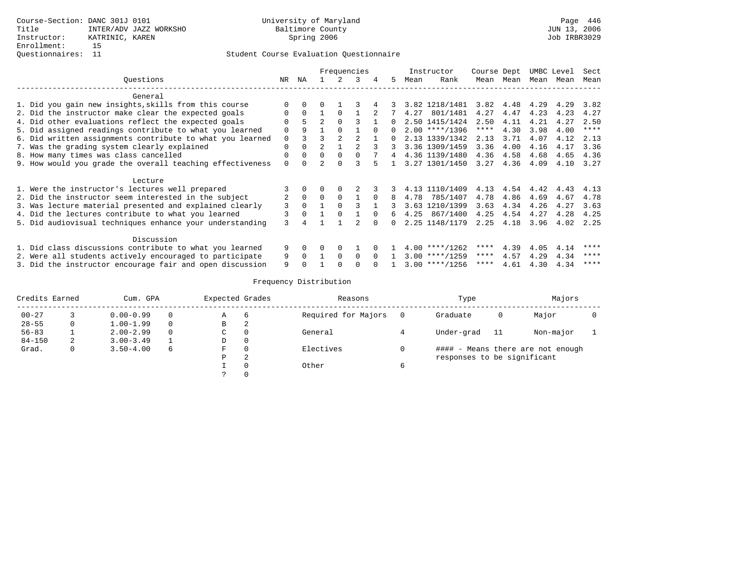Course-Section: DANC 301J 0101
Title: INTER/ADV JAZZ WORKSHO
Instructor: KATRINIC, KAREN
Enrollment: 15
Questionnaires: 11

University of Maryland
Baltimore County
Spring 2006

Page 446
JUN 13, 2006
Job IRBR3029

Student Course Evaluation Questionnaire

| Questions | NR | NA | 1 | 2 | 3 | 4 | 5 | Instructor Mean | Instructor Rank | Course Mean | Dept Mean | UMBC Level Mean | Level Mean | Sect Mean |
|---|---|---|---|---|---|---|---|---|---|---|---|---|---|---|
| **General** | | | | | | | | | | | | | | |
| 1. Did you gain new insights,skills from this course | 0 | 0 | 0 | 1 | 3 | 4 | 3 | 3.82 | 1218/1481 | 3.82 | 4.48 | 4.29 | 4.29 | 3.82 |
| 2. Did the instructor make clear the expected goals | 0 | 0 | 1 | 0 | 1 | 2 | 7 | 4.27 | 801/1481 | 4.27 | 4.47 | 4.23 | 4.23 | 4.27 |
| 4. Did other evaluations reflect the expected goals | 0 | 5 | 2 | 0 | 3 | 1 | 0 | 2.50 | 1415/1424 | 2.50 | 4.11 | 4.21 | 4.27 | 2.50 |
| 5. Did assigned readings contribute to what you learned | 0 | 9 | 1 | 0 | 1 | 0 | 0 | 2.00 | ****/1396 | **** | 4.30 | 3.98 | 4.00 | **** |
| 6. Did written assignments contribute to what you learned | 0 | 3 | 3 | 2 | 2 | 1 | 0 | 2.13 | 1339/1342 | 2.13 | 3.71 | 4.07 | 4.12 | 2.13 |
| 7. Was the grading system clearly explained | 0 | 0 | 2 | 1 | 2 | 3 | 3 | 3.36 | 1309/1459 | 3.36 | 4.00 | 4.16 | 4.17 | 3.36 |
| 8. How many times was class cancelled | 0 | 0 | 0 | 0 | 0 | 7 | 4 | 4.36 | 1139/1480 | 4.36 | 4.58 | 4.68 | 4.65 | 4.36 |
| 9. How would you grade the overall teaching effectiveness | 0 | 0 | 2 | 0 | 3 | 5 | 1 | 3.27 | 1301/1450 | 3.27 | 4.36 | 4.09 | 4.10 | 3.27 |
| **Lecture** | | | | | | | | | | | | | | |
| 1. Were the instructor's lectures well prepared | 3 | 0 | 0 | 0 | 2 | 3 | 3 | 4.13 | 1110/1409 | 4.13 | 4.54 | 4.42 | 4.43 | 4.13 |
| 2. Did the instructor seem interested in the subject | 2 | 0 | 0 | 0 | 1 | 0 | 8 | 4.78 | 785/1407 | 4.78 | 4.86 | 4.69 | 4.67 | 4.78 |
| 3. Was lecture material presented and explained clearly | 3 | 0 | 1 | 0 | 3 | 1 | 3 | 3.63 | 1210/1399 | 3.63 | 4.34 | 4.26 | 4.27 | 3.63 |
| 4. Did the lectures contribute to what you learned | 3 | 0 | 1 | 0 | 1 | 0 | 6 | 4.25 | 867/1400 | 4.25 | 4.54 | 4.27 | 4.28 | 4.25 |
| 5. Did audiovisual techniques enhance your understanding | 3 | 4 | 1 | 1 | 2 | 0 | 0 | 2.25 | 1148/1179 | 2.25 | 4.18 | 3.96 | 4.02 | 2.25 |
| **Discussion** | | | | | | | | | | | | | | |
| 1. Did class discussions contribute to what you learned | 9 | 0 | 0 | 0 | 1 | 0 | 1 | 4.00 | ****/1262 | **** | 4.39 | 4.05 | 4.14 | **** |
| 2. Were all students actively encouraged to participate | 9 | 0 | 1 | 0 | 0 | 0 | 1 | 3.00 | ****/1259 | **** | 4.57 | 4.29 | 4.34 | **** |
| 3. Did the instructor encourage fair and open discussion | 9 | 0 | 1 | 0 | 0 | 0 | 1 | 3.00 | ****/1256 | **** | 4.61 | 4.30 | 4.34 | **** |

Frequency Distribution

| Credits Earned | | Cum. GPA | | Expected Grades | | Reasons | | Type | | Majors | |
|---|---|---|---|---|---|---|---|---|---|---|---|
| 00-27 | 3 | 0.00-0.99 | 0 | A | 6 | Required for Majors | 0 | Graduate | 0 | Major | 0 |
| 28-55 | 0 | 1.00-1.99 | 0 | B | 2 | | | | | | |
| 56-83 | 1 | 2.00-2.99 | 0 | C | 0 | General | 4 | Under-grad | 11 | Non-major | 1 |
| 84-150 | 2 | 3.00-3.49 | 1 | D | 0 | | | | | | |
| Grad. | 0 | 3.50-4.00 | 6 | F | 0 | Electives | 0 | | | | |
| | | | | P | 2 | | | | | | |
| | | | | I | 0 | Other | 6 | | | | |
| | | | | ? | 0 | | | | | | |

#### - Means there are not enough responses to be significant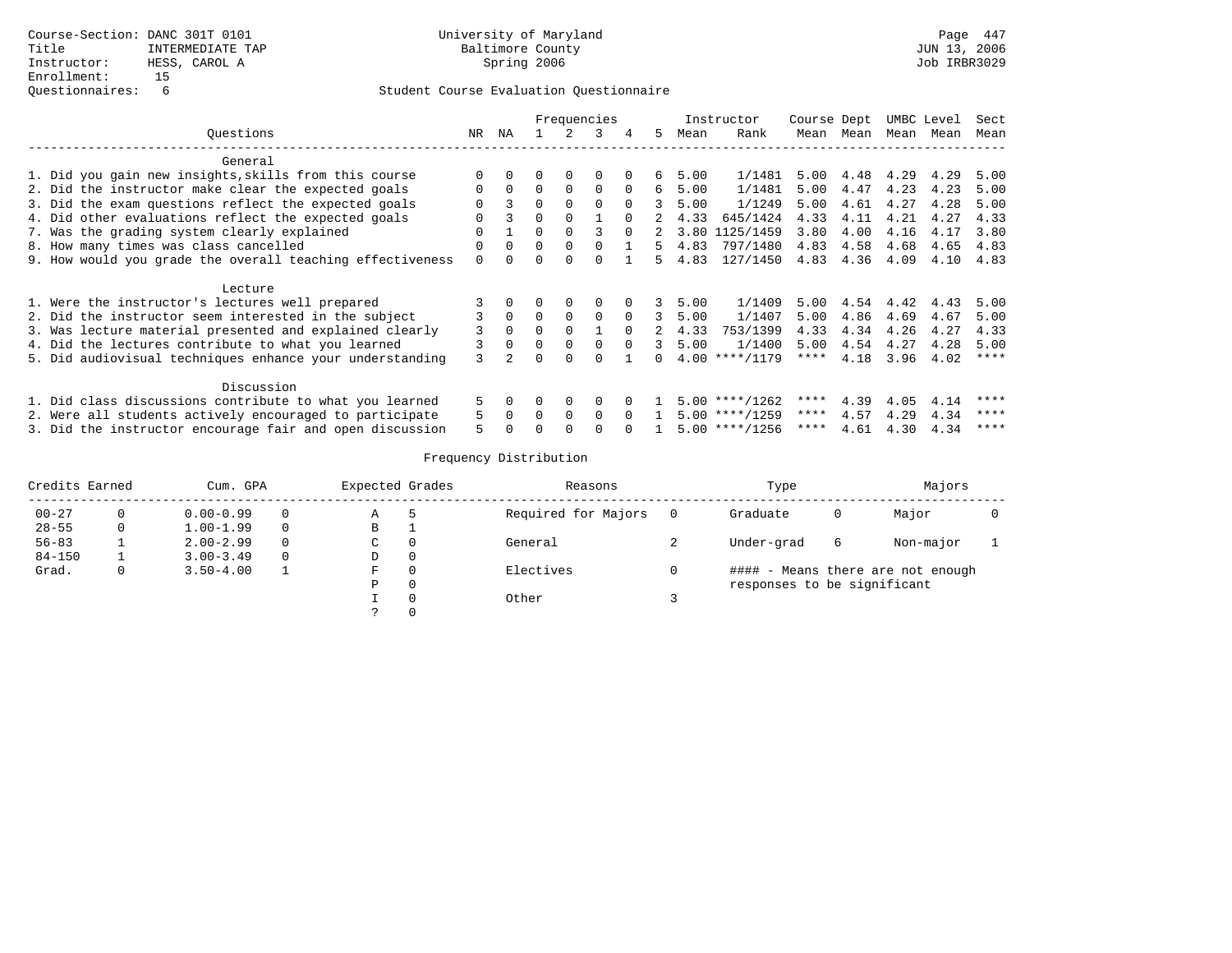Course-Section: DANC 301T 0101
Title: INTERMEDIATE TAP
Instructor: HESS, CAROL A
Enrollment: 15
Questionnaires: 6

University of Maryland
Baltimore County
Spring 2006

JUN 13, 2006
Job IRBR3029

## Student Course Evaluation Questionnaire

| Questions | NR | NA | 1 | 2 | 3 | 4 | 5 | Instructor Mean | Instructor Rank | Course Mean | Dept Mean | UMBC Mean | Level Mean | Sect Mean |
|---|---|---|---|---|---|---|---|---|---|---|---|---|---|---|
| **General** | | | | | | | | | | | | | | |
| 1. Did you gain new insights,skills from this course | 0 | 0 | 0 | 0 | 0 | 0 | 6 | 5.00 | 1/1481 | 5.00 | 4.48 | 4.29 | 4.29 | 5.00 |
| 2. Did the instructor make clear the expected goals | 0 | 0 | 0 | 0 | 0 | 0 | 6 | 5.00 | 1/1481 | 5.00 | 4.47 | 4.23 | 4.23 | 5.00 |
| 3. Did the exam questions reflect the expected goals | 0 | 3 | 0 | 0 | 0 | 0 | 3 | 5.00 | 1/1249 | 5.00 | 4.61 | 4.27 | 4.28 | 5.00 |
| 4. Did other evaluations reflect the expected goals | 0 | 3 | 0 | 0 | 1 | 0 | 2 | 4.33 | 645/1424 | 4.33 | 4.11 | 4.21 | 4.27 | 4.33 |
| 7. Was the grading system clearly explained | 0 | 1 | 0 | 0 | 3 | 0 | 2 | 3.80 | 1125/1459 | 3.80 | 4.00 | 4.16 | 4.17 | 3.80 |
| 8. How many times was class cancelled | 0 | 0 | 0 | 0 | 0 | 1 | 5 | 4.83 | 797/1480 | 4.83 | 4.58 | 4.68 | 4.65 | 4.83 |
| 9. How would you grade the overall teaching effectiveness | 0 | 0 | 0 | 0 | 0 | 1 | 5 | 4.83 | 127/1450 | 4.83 | 4.36 | 4.09 | 4.10 | 4.83 |
| **Lecture** | | | | | | | | | | | | | | |
| 1. Were the instructor's lectures well prepared | 3 | 0 | 0 | 0 | 0 | 0 | 3 | 5.00 | 1/1409 | 5.00 | 4.54 | 4.42 | 4.43 | 5.00 |
| 2. Did the instructor seem interested in the subject | 3 | 0 | 0 | 0 | 0 | 0 | 3 | 5.00 | 1/1407 | 5.00 | 4.86 | 4.69 | 4.67 | 5.00 |
| 3. Was lecture material presented and explained clearly | 3 | 0 | 0 | 0 | 1 | 0 | 2 | 4.33 | 753/1399 | 4.33 | 4.34 | 4.26 | 4.27 | 4.33 |
| 4. Did the lectures contribute to what you learned | 3 | 0 | 0 | 0 | 0 | 0 | 3 | 5.00 | 1/1400 | 5.00 | 4.54 | 4.27 | 4.28 | 5.00 |
| 5. Did audiovisual techniques enhance your understanding | 3 | 2 | 0 | 0 | 0 | 1 | 0 | 4.00 | ****/1179 | **** | 4.18 | 3.96 | 4.02 | **** |
| **Discussion** | | | | | | | | | | | | | | |
| 1. Did class discussions contribute to what you learned | 5 | 0 | 0 | 0 | 0 | 0 | 1 | 5.00 | ****/1262 | **** | 4.39 | 4.05 | 4.14 | **** |
| 2. Were all students actively encouraged to participate | 5 | 0 | 0 | 0 | 0 | 0 | 1 | 5.00 | ****/1259 | **** | 4.57 | 4.29 | 4.34 | **** |
| 3. Did the instructor encourage fair and open discussion | 5 | 0 | 0 | 0 | 0 | 0 | 1 | 5.00 | ****/1256 | **** | 4.61 | 4.30 | 4.34 | **** |

## Frequency Distribution

| Credits Earned | | Cum. GPA | | Expected Grades | | Reasons | | Type | | Majors | |
|---|---|---|---|---|---|---|---|---|---|---|---|
| 00-27 | 0 | 0.00-0.99 | 0 | A | 5 | Required for Majors | 0 | Graduate | 0 | Major | 0 |
| 28-55 | 0 | 1.00-1.99 | 0 | B | 1 | | | | | | |
| 56-83 | 1 | 2.00-2.99 | 0 | C | 0 | General | 2 | Under-grad | 6 | Non-major | 1 |
| 84-150 | 1 | 3.00-3.49 | 0 | D | 0 | | | | | | |
| Grad. | 0 | 3.50-4.00 | 1 | F | 0 | Electives | 0 | | | | |
| | | | | P | 0 | | | | | | |
| | | | | I | 0 | Other | 3 | | | | |
| | | | | ? | 0 | | | | | | |

#### - Means there are not enough responses to be significant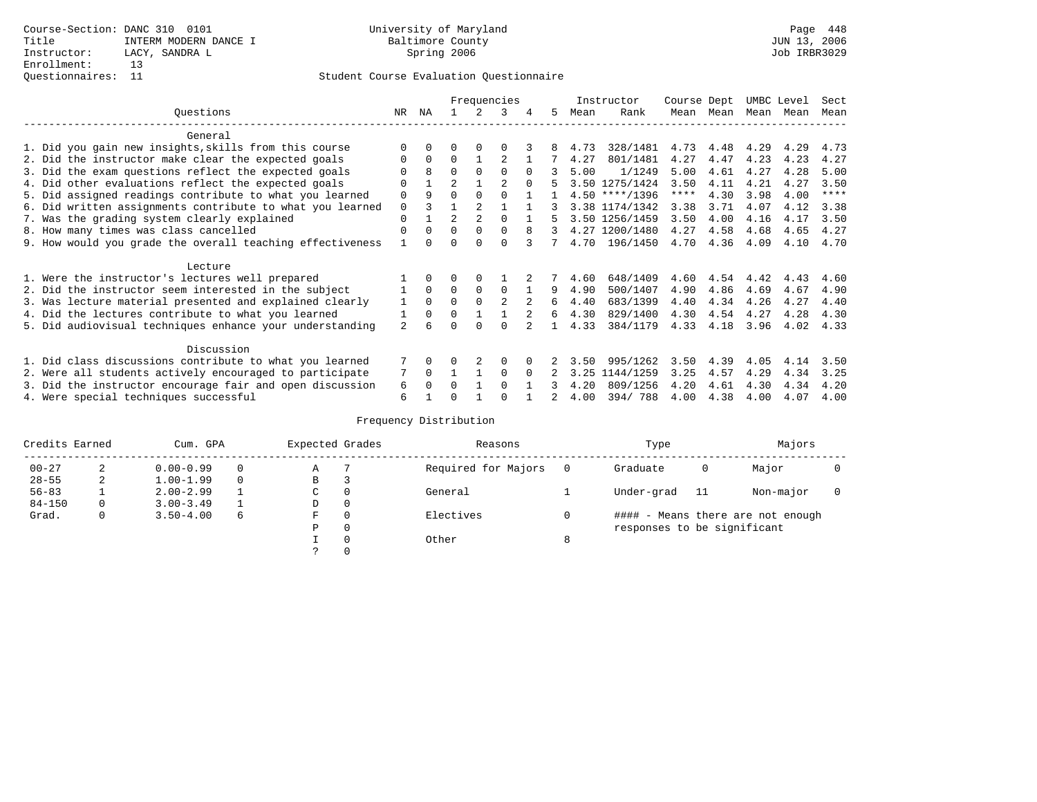Course-Section: DANC 310 0101
Title: INTERM MODERN DANCE I
Instructor: LACY, SANDRA L
Enrollment: 13
Questionnaires: 11

University of Maryland
Baltimore County
Spring 2006

JUN 13, 2006
Job IRBR3029

## Student Course Evaluation Questionnaire

| Questions | NR | NA | 1 | 2 | 3 | 4 | 5 | Instructor Mean | Instructor Rank | Course Mean | Dept Mean | UMBC Mean | Level Mean | Sect Mean |
|---|---|---|---|---|---|---|---|---|---|---|---|---|---|---|
| **General** | | | | | | | | | | | | | | |
| 1. Did you gain new insights,skills from this course | 0 | 0 | 0 | 0 | 0 | 3 | 8 | 4.73 | 328/1481 | 4.73 | 4.48 | 4.29 | 4.29 | 4.73 |
| 2. Did the instructor make clear the expected goals | 0 | 0 | 0 | 1 | 2 | 1 | 7 | 4.27 | 801/1481 | 4.27 | 4.47 | 4.23 | 4.23 | 4.27 |
| 3. Did the exam questions reflect the expected goals | 0 | 8 | 0 | 0 | 0 | 0 | 3 | 5.00 | 1/1249 | 5.00 | 4.61 | 4.27 | 4.28 | 5.00 |
| 4. Did other evaluations reflect the expected goals | 0 | 1 | 2 | 1 | 2 | 0 | 5 | 3.50 | 1275/1424 | 3.50 | 4.11 | 4.21 | 4.27 | 3.50 |
| 5. Did assigned readings contribute to what you learned | 0 | 9 | 0 | 0 | 0 | 1 | 1 | 4.50 | ****/1396 | **** | 4.30 | 3.98 | 4.00 | **** |
| 6. Did written assignments contribute to what you learned | 0 | 3 | 1 | 2 | 1 | 1 | 3 | 3.38 | 1174/1342 | 3.38 | 3.71 | 4.07 | 4.12 | 3.38 |
| 7. Was the grading system clearly explained | 0 | 1 | 2 | 2 | 0 | 1 | 5 | 3.50 | 1256/1459 | 3.50 | 4.00 | 4.16 | 4.17 | 3.50 |
| 8. How many times was class cancelled | 0 | 0 | 0 | 0 | 0 | 8 | 3 | 4.27 | 1200/1480 | 4.27 | 4.58 | 4.68 | 4.65 | 4.27 |
| 9. How would you grade the overall teaching effectiveness | 1 | 0 | 0 | 0 | 0 | 3 | 7 | 4.70 | 196/1450 | 4.70 | 4.36 | 4.09 | 4.10 | 4.70 |
| **Lecture** | | | | | | | | | | | | | | |
| 1. Were the instructor's lectures well prepared | 1 | 0 | 0 | 0 | 1 | 2 | 7 | 4.60 | 648/1409 | 4.60 | 4.54 | 4.42 | 4.43 | 4.60 |
| 2. Did the instructor seem interested in the subject | 1 | 0 | 0 | 0 | 0 | 1 | 9 | 4.90 | 500/1407 | 4.90 | 4.86 | 4.69 | 4.67 | 4.90 |
| 3. Was lecture material presented and explained clearly | 1 | 0 | 0 | 0 | 2 | 2 | 6 | 4.40 | 683/1399 | 4.40 | 4.34 | 4.26 | 4.27 | 4.40 |
| 4. Did the lectures contribute to what you learned | 1 | 0 | 0 | 1 | 1 | 2 | 6 | 4.30 | 829/1400 | 4.30 | 4.54 | 4.27 | 4.28 | 4.30 |
| 5. Did audiovisual techniques enhance your understanding | 2 | 6 | 0 | 0 | 0 | 2 | 1 | 4.33 | 384/1179 | 4.33 | 4.18 | 3.96 | 4.02 | 4.33 |
| **Discussion** | | | | | | | | | | | | | | |
| 1. Did class discussions contribute to what you learned | 7 | 0 | 0 | 2 | 0 | 0 | 2 | 3.50 | 995/1262 | 3.50 | 4.39 | 4.05 | 4.14 | 3.50 |
| 2. Were all students actively encouraged to participate | 7 | 0 | 1 | 1 | 0 | 0 | 2 | 3.25 | 1144/1259 | 3.25 | 4.57 | 4.29 | 4.34 | 3.25 |
| 3. Did the instructor encourage fair and open discussion | 6 | 0 | 0 | 1 | 0 | 1 | 3 | 4.20 | 809/1256 | 4.20 | 4.61 | 4.30 | 4.34 | 4.20 |
| 4. Were special techniques successful | 6 | 1 | 0 | 1 | 0 | 1 | 2 | 4.00 | 394/ 788 | 4.00 | 4.38 | 4.00 | 4.07 | 4.00 |

## Frequency Distribution

| Credits Earned | | Cum. GPA | | Expected Grades | | Reasons | | Type | | Majors | |
|---|---|---|---|---|---|---|---|---|---|---|---|
| 00-27 | 2 | 0.00-0.99 | 0 | A | 7 | Required for Majors | 0 | Graduate | 0 | Major | 0 |
| 28-55 | 2 | 1.00-1.99 | 0 | B | 3 | | | | | | |
| 56-83 | 1 | 2.00-2.99 | 1 | C | 0 | General | 1 | Under-grad | 11 | Non-major | 0 |
| 84-150 | 0 | 3.00-3.49 | 1 | D | 0 | | | | | | |
| Grad. | 0 | 3.50-4.00 | 6 | F | 0 | Electives | 0 | #### - Means there are not enough responses to be significant | | | |
| | | | | P | 0 | | | | | | |
| | | | | I | 0 | Other | 8 | | | | |
| | | | | ? | 0 | | | | | | |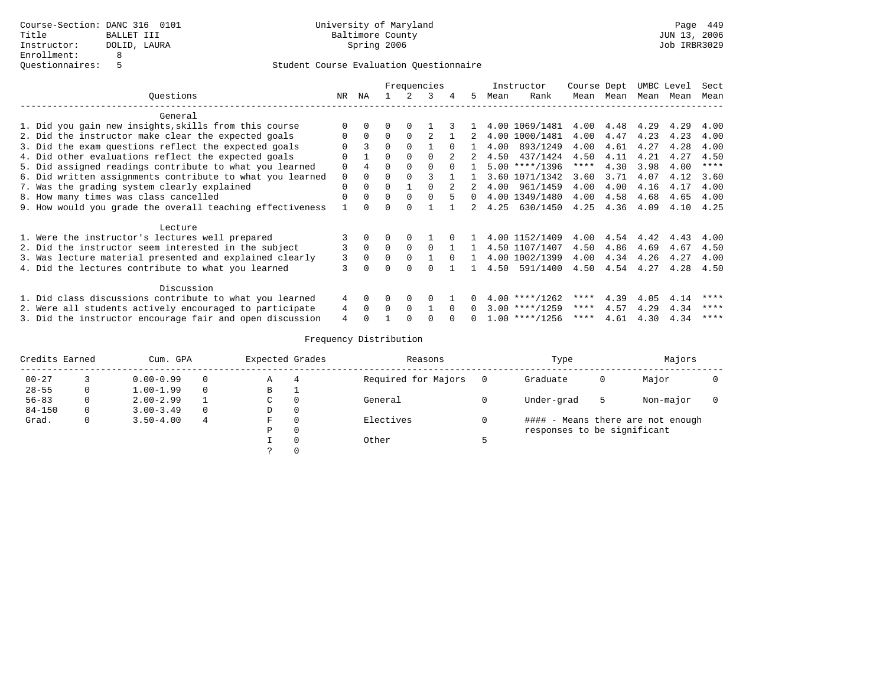Course-Section: DANC 316 0101
Title: BALLET III
Instructor: DOLID, LAURA
Enrollment: 8
Questionnaires: 5

University of Maryland
Baltimore County
Spring 2006

JUN 13, 2006
Job IRBR3029

## Student Course Evaluation Questionnaire

| Questions | NR | NA | 1 | 2 | 3 | 4 | 5 | Instructor Mean | Instructor Rank | Course Mean | Dept Mean | UMBC Mean | Level Mean | Sect Mean |
|---|---|---|---|---|---|---|---|---|---|---|---|---|---|---|
| **General** | | | | | | | | | | | | | | |
| 1. Did you gain new insights,skills from this course | 0 | 0 | 0 | 0 | 1 | 3 | 1 | 4.00 | 1069/1481 | 4.00 | 4.48 | 4.29 | 4.29 | 4.00 |
| 2. Did the instructor make clear the expected goals | 0 | 0 | 0 | 0 | 2 | 1 | 2 | 4.00 | 1000/1481 | 4.00 | 4.47 | 4.23 | 4.23 | 4.00 |
| 3. Did the exam questions reflect the expected goals | 0 | 3 | 0 | 0 | 1 | 0 | 1 | 4.00 | 893/1249 | 4.00 | 4.61 | 4.27 | 4.28 | 4.00 |
| 4. Did other evaluations reflect the expected goals | 0 | 1 | 0 | 0 | 0 | 2 | 2 | 4.50 | 437/1424 | 4.50 | 4.11 | 4.21 | 4.27 | 4.50 |
| 5. Did assigned readings contribute to what you learned | 0 | 4 | 0 | 0 | 0 | 0 | 1 | 5.00 | ****/1396 | **** | 4.30 | 3.98 | 4.00 | **** |
| 6. Did written assignments contribute to what you learned | 0 | 0 | 0 | 0 | 3 | 1 | 1 | 3.60 | 1071/1342 | 3.60 | 3.71 | 4.07 | 4.12 | 3.60 |
| 7. Was the grading system clearly explained | 0 | 0 | 0 | 1 | 0 | 2 | 2 | 4.00 | 961/1459 | 4.00 | 4.00 | 4.16 | 4.17 | 4.00 |
| 8. How many times was class cancelled | 0 | 0 | 0 | 0 | 0 | 5 | 0 | 4.00 | 1349/1480 | 4.00 | 4.58 | 4.68 | 4.65 | 4.00 |
| 9. How would you grade the overall teaching effectiveness | 1 | 0 | 0 | 0 | 1 | 1 | 2 | 4.25 | 630/1450 | 4.25 | 4.36 | 4.09 | 4.10 | 4.25 |
| **Lecture** | | | | | | | | | | | | | | |
| 1. Were the instructor's lectures well prepared | 3 | 0 | 0 | 0 | 1 | 0 | 1 | 4.00 | 1152/1409 | 4.00 | 4.54 | 4.42 | 4.43 | 4.00 |
| 2. Did the instructor seem interested in the subject | 3 | 0 | 0 | 0 | 0 | 1 | 1 | 4.50 | 1107/1407 | 4.50 | 4.86 | 4.69 | 4.67 | 4.50 |
| 3. Was lecture material presented and explained clearly | 3 | 0 | 0 | 0 | 1 | 0 | 1 | 4.00 | 1002/1399 | 4.00 | 4.34 | 4.26 | 4.27 | 4.00 |
| 4. Did the lectures contribute to what you learned | 3 | 0 | 0 | 0 | 0 | 1 | 1 | 4.50 | 591/1400 | 4.50 | 4.54 | 4.27 | 4.28 | 4.50 |
| **Discussion** | | | | | | | | | | | | | | |
| 1. Did class discussions contribute to what you learned | 4 | 0 | 0 | 0 | 0 | 1 | 0 | 4.00 | ****/1262 | **** | 4.39 | 4.05 | 4.14 | **** |
| 2. Were all students actively encouraged to participate | 4 | 0 | 0 | 0 | 1 | 0 | 0 | 3.00 | ****/1259 | **** | 4.57 | 4.29 | 4.34 | **** |
| 3. Did the instructor encourage fair and open discussion | 4 | 0 | 1 | 0 | 0 | 0 | 0 | 1.00 | ****/1256 | **** | 4.61 | 4.30 | 4.34 | **** |

## Frequency Distribution

| Credits Earned | | Cum. GPA | | Expected Grades | | Reasons | | Type | | Majors | |
|---|---|---|---|---|---|---|---|---|---|---|---|
| 00-27 | 3 | 0.00-0.99 | 0 | A | 4 | Required for Majors | 0 | Graduate | 0 | Major | 0 |
| 28-55 | 0 | 1.00-1.99 | 0 | B | 1 | | | | | | |
| 56-83 | 0 | 2.00-2.99 | 1 | C | 0 | General | 0 | Under-grad | 5 | Non-major | 0 |
| 84-150 | 0 | 3.00-3.49 | 0 | D | 0 | | | | | | |
| Grad. | 0 | 3.50-4.00 | 4 | F | 0 | Electives | 0 | | | | |
| | | | | P | 0 | | | | | | |
| | | | | I | 0 | Other | 5 | | | | |
| | | | | ? | 0 | | | | | | |

#### - Means there are not enough responses to be significant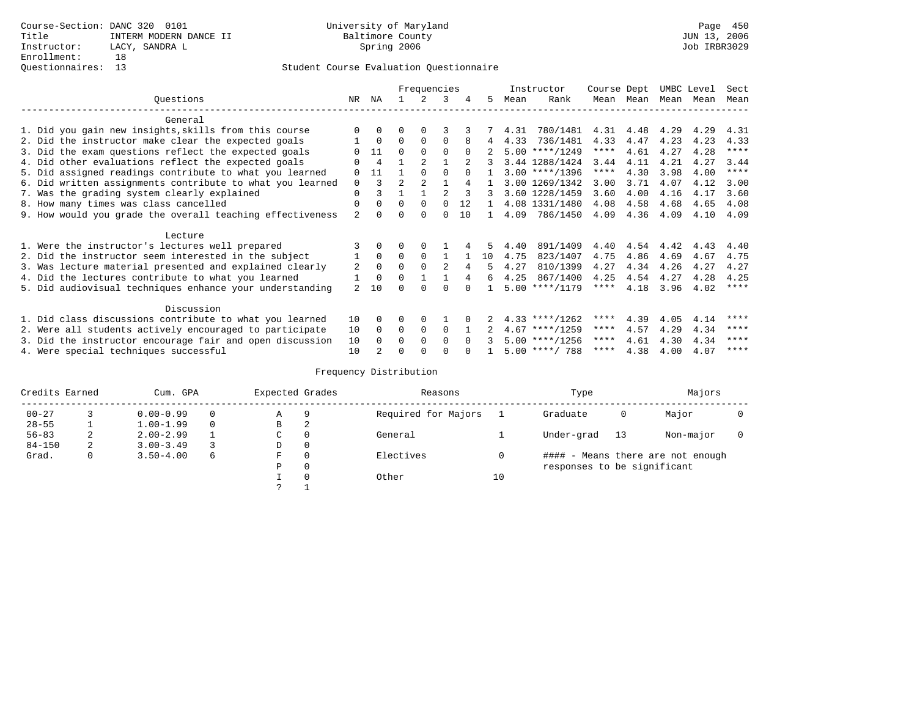Course-Section: DANC 320 0101
Title: INTERM MODERN DANCE II
Instructor: LACY, SANDRA L
Enrollment: 18
Questionnaires: 13

University of Maryland
Baltimore County
Spring 2006

Student Course Evaluation Questionnaire

| Questions | NR | NA | 1 | 2 | 3 | 4 | 5 | Instructor Mean | Instructor Rank | Course Mean | Dept Mean | UMBC Level Mean | Level Mean | Sect Mean |
|---|---|---|---|---|---|---|---|---|---|---|---|---|---|---|
| **General** | | | | | | | | | | | | | | |
| 1. Did you gain new insights,skills from this course | 0 | 0 | 0 | 0 | 3 | 3 | 7 | 4.31 | 780/1481 | 4.31 | 4.48 | 4.29 | 4.29 | 4.31 |
| 2. Did the instructor make clear the expected goals | 1 | 0 | 0 | 0 | 0 | 8 | 4 | 4.33 | 736/1481 | 4.33 | 4.47 | 4.23 | 4.23 | 4.33 |
| 3. Did the exam questions reflect the expected goals | 0 | 11 | 0 | 0 | 0 | 0 | 2 | 5.00 | ****/1249 | **** | 4.61 | 4.27 | 4.28 | **** |
| 4. Did other evaluations reflect the expected goals | 0 | 4 | 1 | 2 | 1 | 2 | 3 | 3.44 | 1288/1424 | 3.44 | 4.11 | 4.21 | 4.27 | 3.44 |
| 5. Did assigned readings contribute to what you learned | 0 | 11 | 1 | 0 | 0 | 0 | 1 | 3.00 | ****/1396 | **** | 4.30 | 3.98 | 4.00 | **** |
| 6. Did written assignments contribute to what you learned | 0 | 3 | 2 | 2 | 1 | 4 | 1 | 3.00 | 1269/1342 | 3.00 | 3.71 | 4.07 | 4.12 | 3.00 |
| 7. Was the grading system clearly explained | 0 | 3 | 1 | 1 | 2 | 3 | 3 | 3.60 | 1228/1459 | 3.60 | 4.00 | 4.16 | 4.17 | 3.60 |
| 8. How many times was class cancelled | 0 | 0 | 0 | 0 | 0 | 12 | 1 | 4.08 | 1331/1480 | 4.08 | 4.58 | 4.68 | 4.65 | 4.08 |
| 9. How would you grade the overall teaching effectiveness | 2 | 0 | 0 | 0 | 0 | 10 | 1 | 4.09 | 786/1450 | 4.09 | 4.36 | 4.09 | 4.10 | 4.09 |
| **Lecture** | | | | | | | | | | | | | | |
| 1. Were the instructor's lectures well prepared | 3 | 0 | 0 | 0 | 1 | 4 | 5 | 4.40 | 891/1409 | 4.40 | 4.54 | 4.42 | 4.43 | 4.40 |
| 2. Did the instructor seem interested in the subject | 1 | 0 | 0 | 0 | 1 | 1 | 10 | 4.75 | 823/1407 | 4.75 | 4.86 | 4.69 | 4.67 | 4.75 |
| 3. Was lecture material presented and explained clearly | 2 | 0 | 0 | 0 | 2 | 4 | 5 | 4.27 | 810/1399 | 4.27 | 4.34 | 4.26 | 4.27 | 4.27 |
| 4. Did the lectures contribute to what you learned | 1 | 0 | 0 | 1 | 1 | 4 | 6 | 4.25 | 867/1400 | 4.25 | 4.54 | 4.27 | 4.28 | 4.25 |
| 5. Did audiovisual techniques enhance your understanding | 2 | 10 | 0 | 0 | 0 | 0 | 1 | 5.00 | ****/1179 | **** | 4.18 | 3.96 | 4.02 | **** |
| **Discussion** | | | | | | | | | | | | | | |
| 1. Did class discussions contribute to what you learned | 10 | 0 | 0 | 0 | 1 | 0 | 2 | 4.33 | ****/1262 | **** | 4.39 | 4.05 | 4.14 | **** |
| 2. Were all students actively encouraged to participate | 10 | 0 | 0 | 0 | 0 | 1 | 2 | 4.67 | ****/1259 | **** | 4.57 | 4.29 | 4.34 | **** |
| 3. Did the instructor encourage fair and open discussion | 10 | 0 | 0 | 0 | 0 | 0 | 3 | 5.00 | ****/1256 | **** | 4.61 | 4.30 | 4.34 | **** |
| 4. Were special techniques successful | 10 | 2 | 0 | 0 | 0 | 0 | 1 | 5.00 | ****/ 788 | **** | 4.38 | 4.00 | 4.07 | **** |

Frequency Distribution

| Credits Earned | | Cum. GPA | | Expected Grades | | Reasons | | Type | | Majors | |
|---|---|---|---|---|---|---|---|---|---|---|---|
| 00-27 | 3 | 0.00-0.99 | 0 | A | 9 | Required for Majors | 1 | Graduate | 0 | Major | 0 |
| 28-55 | 1 | 1.00-1.99 | 0 | B | 2 | | | | | | |
| 56-83 | 2 | 2.00-2.99 | 1 | C | 0 | General | 1 | Under-grad | 13 | Non-major | 0 |
| 84-150 | 2 | 3.00-3.49 | 3 | D | 0 | | | | | | |
| Grad. | 0 | 3.50-4.00 | 6 | F | 0 | Electives | 0 | #### - Means there are not enough responses to be significant | | | |
| | | | | P | 0 | | | | | | |
| | | | | I | 0 | Other | 10 | | | | |
| | | | | ? | 1 | | | | | | |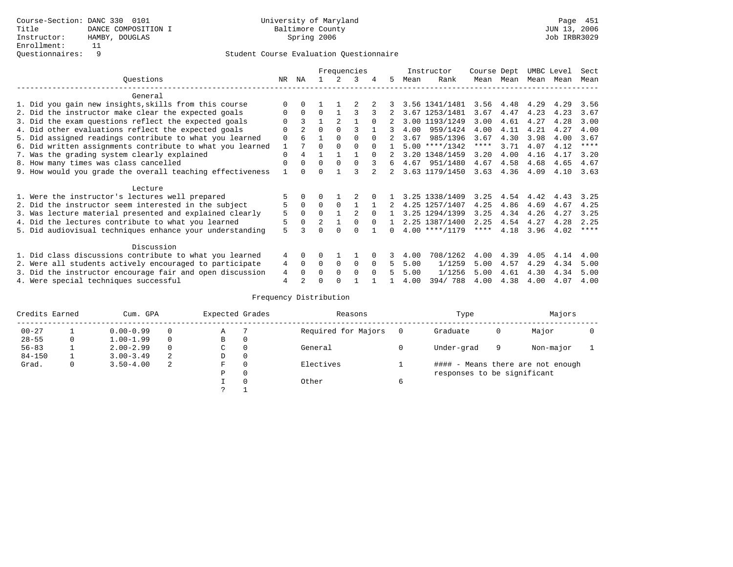Course-Section: DANC 330 0101
Title: DANCE COMPOSITION I
Instructor: HAMBY, DOUGLAS
Enrollment: 11
Questionnaires: 9

University of Maryland
Baltimore County
Spring 2006

Page 451
JUN 13, 2006
Job IRBR3029

## Student Course Evaluation Questionnaire

| Questions | NR | NA | 1 | 2 | 3 | 4 | 5 | Instructor Mean | Instructor Rank | Course Mean | Dept Mean | UMBC Mean | Level Mean | Sect Mean |
|---|---|---|---|---|---|---|---|---|---|---|---|---|---|---|
| **General** | | | | | | | | | | | | | | |
| 1. Did you gain new insights,skills from this course | 0 | 0 | 1 | 1 | 2 | 2 | 3 | 3.56 | 1341/1481 | 3.56 | 4.48 | 4.29 | 4.29 | 3.56 |
| 2. Did the instructor make clear the expected goals | 0 | 0 | 0 | 1 | 3 | 3 | 2 | 3.67 | 1253/1481 | 3.67 | 4.47 | 4.23 | 4.23 | 3.67 |
| 3. Did the exam questions reflect the expected goals | 0 | 3 | 1 | 2 | 1 | 0 | 2 | 3.00 | 1193/1249 | 3.00 | 4.61 | 4.27 | 4.28 | 3.00 |
| 4. Did other evaluations reflect the expected goals | 0 | 2 | 0 | 0 | 3 | 1 | 3 | 4.00 | 959/1424 | 4.00 | 4.11 | 4.21 | 4.27 | 4.00 |
| 5. Did assigned readings contribute to what you learned | 0 | 6 | 1 | 0 | 0 | 0 | 2 | 3.67 | 985/1396 | 3.67 | 4.30 | 3.98 | 4.00 | 3.67 |
| 6. Did written assignments contribute to what you learned | 1 | 7 | 0 | 0 | 0 | 0 | 1 | 5.00 | ****/1342 | **** | 3.71 | 4.07 | 4.12 | **** |
| 7. Was the grading system clearly explained | 0 | 4 | 1 | 1 | 1 | 0 | 2 | 3.20 | 1348/1459 | 3.20 | 4.00 | 4.16 | 4.17 | 3.20 |
| 8. How many times was class cancelled | 0 | 0 | 0 | 0 | 0 | 3 | 6 | 4.67 | 951/1480 | 4.67 | 4.58 | 4.68 | 4.65 | 4.67 |
| 9. How would you grade the overall teaching effectiveness | 1 | 0 | 0 | 1 | 3 | 2 | 2 | 3.63 | 1179/1450 | 3.63 | 4.36 | 4.09 | 4.10 | 3.63 |
| **Lecture** | | | | | | | | | | | | | | |
| 1. Were the instructor's lectures well prepared | 5 | 0 | 0 | 1 | 2 | 0 | 1 | 3.25 | 1338/1409 | 3.25 | 4.54 | 4.42 | 4.43 | 3.25 |
| 2. Did the instructor seem interested in the subject | 5 | 0 | 0 | 0 | 1 | 1 | 2 | 4.25 | 1257/1407 | 4.25 | 4.86 | 4.69 | 4.67 | 4.25 |
| 3. Was lecture material presented and explained clearly | 5 | 0 | 0 | 1 | 2 | 0 | 1 | 3.25 | 1294/1399 | 3.25 | 4.34 | 4.26 | 4.27 | 3.25 |
| 4. Did the lectures contribute to what you learned | 5 | 0 | 2 | 1 | 0 | 0 | 1 | 2.25 | 1387/1400 | 2.25 | 4.54 | 4.27 | 4.28 | 2.25 |
| 5. Did audiovisual techniques enhance your understanding | 5 | 3 | 0 | 0 | 0 | 1 | 0 | 4.00 | ****/1179 | **** | 4.18 | 3.96 | 4.02 | **** |
| **Discussion** | | | | | | | | | | | | | | |
| 1. Did class discussions contribute to what you learned | 4 | 0 | 0 | 1 | 1 | 0 | 3 | 4.00 | 708/1262 | 4.00 | 4.39 | 4.05 | 4.14 | 4.00 |
| 2. Were all students actively encouraged to participate | 4 | 0 | 0 | 0 | 0 | 0 | 5 | 5.00 | 1/1259 | 5.00 | 4.57 | 4.29 | 4.34 | 5.00 |
| 3. Did the instructor encourage fair and open discussion | 4 | 0 | 0 | 0 | 0 | 0 | 5 | 5.00 | 1/1256 | 5.00 | 4.61 | 4.30 | 4.34 | 5.00 |
| 4. Were special techniques successful | 4 | 2 | 0 | 0 | 1 | 1 | 1 | 4.00 | 394/ 788 | 4.00 | 4.38 | 4.00 | 4.07 | 4.00 |

### Frequency Distribution

| Credits Earned | | Cum. GPA | | Expected Grades | | Reasons | | Type | | Majors | |
|---|---|---|---|---|---|---|---|---|---|---|---|
| 00-27 | 1 | 0.00-0.99 | 0 | A | 7 | Required for Majors | 0 | Graduate | 0 | Major | 0 |
| 28-55 | 0 | 1.00-1.99 | 0 | B | 0 | | | | | | |
| 56-83 | 1 | 2.00-2.99 | 0 | C | 0 | General | 0 | Under-grad | 9 | Non-major | 1 |
| 84-150 | 1 | 3.00-3.49 | 2 | D | 0 | | | | | | |
| Grad. | 0 | 3.50-4.00 | 2 | F | 0 | Electives | 1 | #### - Means there are not enough responses to be significant | | | |
| | | | | P | 0 | | | | | | |
| | | | | I | 0 | Other | 6 | | | | |
| | | | | ? | 1 | | | | | | |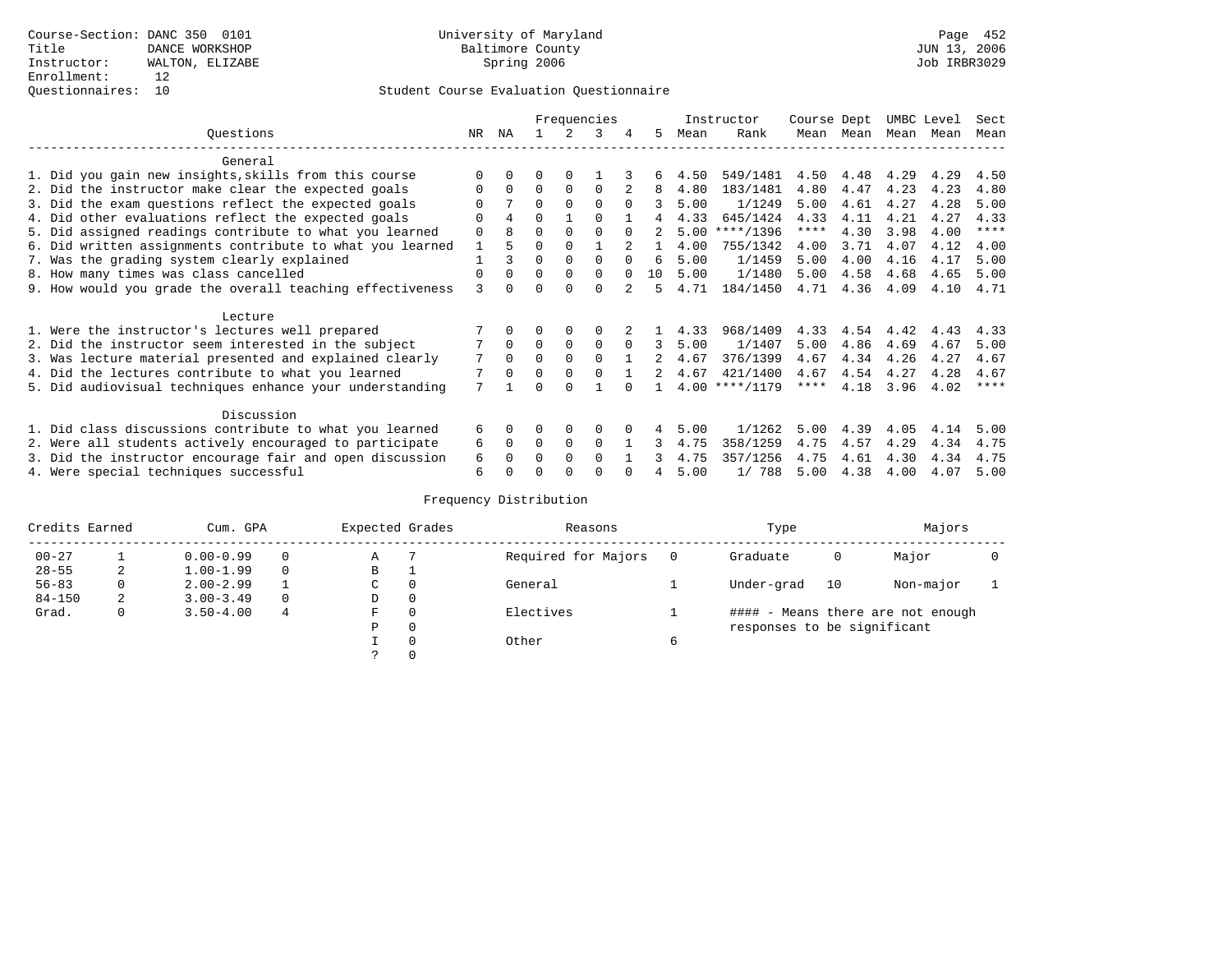Course-Section: DANC 350 0101
Title: DANCE WORKSHOP
Instructor: WALTON, ELIZABE
Enrollment: 12
Questionnaires: 10

University of Maryland
Baltimore County
Spring 2006

JUN 13, 2006
Job IRBR3029

## Student Course Evaluation Questionnaire

| Questions | NR | NA | 1 | 2 | 3 | 4 | 5 | Instructor Mean | Rank | Course Mean | Dept Mean | UMBC Mean | Level Mean | Sect Mean |
|---|---|---|---|---|---|---|---|---|---|---|---|---|---|---|
| **General** | | | | | | | | | | | | | | |
| 1. Did you gain new insights,skills from this course | 0 | 0 | 0 | 0 | 1 | 3 | 6 | 4.50 | 549/1481 | 4.50 | 4.48 | 4.29 | 4.29 | 4.50 |
| 2. Did the instructor make clear the expected goals | 0 | 0 | 0 | 0 | 0 | 2 | 8 | 4.80 | 183/1481 | 4.80 | 4.47 | 4.23 | 4.23 | 4.80 |
| 3. Did the exam questions reflect the expected goals | 0 | 7 | 0 | 0 | 0 | 0 | 3 | 5.00 | 1/1249 | 5.00 | 4.61 | 4.27 | 4.28 | 5.00 |
| 4. Did other evaluations reflect the expected goals | 0 | 4 | 0 | 1 | 0 | 1 | 4 | 4.33 | 645/1424 | 4.33 | 4.11 | 4.21 | 4.27 | 4.33 |
| 5. Did assigned readings contribute to what you learned | 0 | 8 | 0 | 0 | 0 | 0 | 2 | 5.00 | ****/1396 | **** | 4.30 | 3.98 | 4.00 | **** |
| 6. Did written assignments contribute to what you learned | 1 | 5 | 0 | 0 | 1 | 2 | 1 | 4.00 | 755/1342 | 4.00 | 3.71 | 4.07 | 4.12 | 4.00 |
| 7. Was the grading system clearly explained | 1 | 3 | 0 | 0 | 0 | 0 | 6 | 5.00 | 1/1459 | 5.00 | 4.00 | 4.16 | 4.17 | 5.00 |
| 8. How many times was class cancelled | 0 | 0 | 0 | 0 | 0 | 0 | 10 | 5.00 | 1/1480 | 5.00 | 4.58 | 4.68 | 4.65 | 5.00 |
| 9. How would you grade the overall teaching effectiveness | 3 | 0 | 0 | 0 | 0 | 2 | 5 | 4.71 | 184/1450 | 4.71 | 4.36 | 4.09 | 4.10 | 4.71 |
| **Lecture** | | | | | | | | | | | | | | |
| 1. Were the instructor's lectures well prepared | 7 | 0 | 0 | 0 | 0 | 2 | 1 | 4.33 | 968/1409 | 4.33 | 4.54 | 4.42 | 4.43 | 4.33 |
| 2. Did the instructor seem interested in the subject | 7 | 0 | 0 | 0 | 0 | 0 | 3 | 5.00 | 1/1407 | 5.00 | 4.86 | 4.69 | 4.67 | 5.00 |
| 3. Was lecture material presented and explained clearly | 7 | 0 | 0 | 0 | 0 | 1 | 2 | 4.67 | 376/1399 | 4.67 | 4.34 | 4.26 | 4.27 | 4.67 |
| 4. Did the lectures contribute to what you learned | 7 | 0 | 0 | 0 | 0 | 1 | 2 | 4.67 | 421/1400 | 4.67 | 4.54 | 4.27 | 4.28 | 4.67 |
| 5. Did audiovisual techniques enhance your understanding | 7 | 1 | 0 | 0 | 1 | 0 | 1 | 4.00 | ****/1179 | **** | 4.18 | 3.96 | 4.02 | **** |
| **Discussion** | | | | | | | | | | | | | | |
| 1. Did class discussions contribute to what you learned | 6 | 0 | 0 | 0 | 0 | 0 | 4 | 5.00 | 1/1262 | 5.00 | 4.39 | 4.05 | 4.14 | 5.00 |
| 2. Were all students actively encouraged to participate | 6 | 0 | 0 | 0 | 0 | 1 | 3 | 4.75 | 358/1259 | 4.75 | 4.57 | 4.29 | 4.34 | 4.75 |
| 3. Did the instructor encourage fair and open discussion | 6 | 0 | 0 | 0 | 0 | 1 | 3 | 4.75 | 357/1256 | 4.75 | 4.61 | 4.30 | 4.34 | 4.75 |
| 4. Were special techniques successful | 6 | 0 | 0 | 0 | 0 | 0 | 4 | 5.00 | 1/ 788 | 5.00 | 4.38 | 4.00 | 4.07 | 5.00 |

## Frequency Distribution

| Credits Earned | | Cum. GPA | | Expected Grades | | Reasons | | Type | | Majors | |
|---|---|---|---|---|---|---|---|---|---|---|---|
| 00-27 | 1 | 0.00-0.99 | 0 | A | 7 | Required for Majors | 0 | Graduate | 0 | Major | 0 |
| 28-55 | 2 | 1.00-1.99 | 0 | B | 1 | | | | | | |
| 56-83 | 0 | 2.00-2.99 | 1 | C | 0 | General | 1 | Under-grad | 10 | Non-major | 1 |
| 84-150 | 2 | 3.00-3.49 | 0 | D | 0 | | | | | | |
| Grad. | 0 | 3.50-4.00 | 4 | F | 0 | Electives | 1 | #### - Means there are not enough responses to be significant | | | |
| | | | | P | 0 | | | | | | |
| | | | | I | 0 | Other | 6 | | | | |
| | | | | ? | 0 | | | | | | |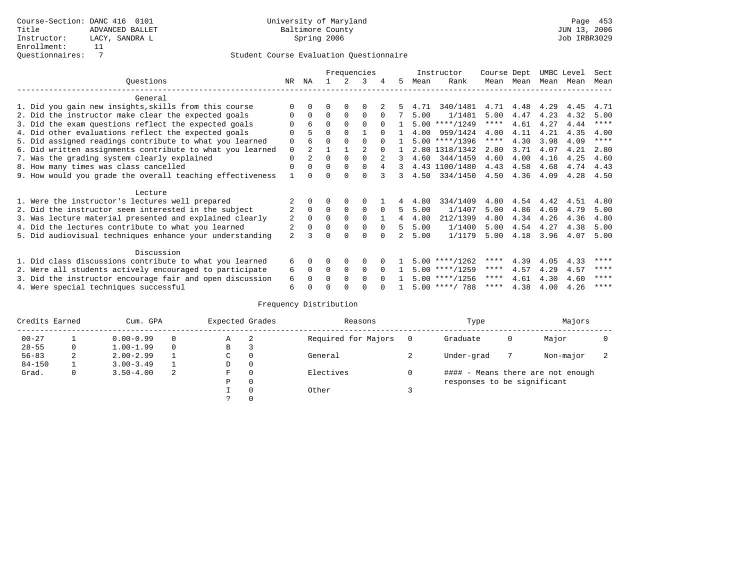Course-Section: DANC 416 0101
Title: ADVANCED BALLET
Instructor: LACY, SANDRA L
Enrollment: 11
Questionnaires: 7

University of Maryland
Baltimore County
Spring 2006

JUN 13, 2006
Job IRBR3029

## Student Course Evaluation Questionnaire

| Questions | NR | NA | 1 | 2 | 3 | 4 | 5 | Instructor Mean | Instructor Rank | Course Mean | Dept Mean | UMBC Mean | Level Mean | Sect Mean |
|---|---|---|---|---|---|---|---|---|---|---|---|---|---|---|
| **General** | | | | | | | | | | | | | | |
| 1. Did you gain new insights,skills from this course | 0 | 0 | 0 | 0 | 0 | 2 | 5 | 4.71 | 340/1481 | 4.71 | 4.48 | 4.29 | 4.45 | 4.71 |
| 2. Did the instructor make clear the expected goals | 0 | 0 | 0 | 0 | 0 | 0 | 7 | 5.00 | 1/1481 | 5.00 | 4.47 | 4.23 | 4.32 | 5.00 |
| 3. Did the exam questions reflect the expected goals | 0 | 6 | 0 | 0 | 0 | 0 | 1 | 5.00 | ****/1249 | **** | 4.61 | 4.27 | 4.44 | **** |
| 4. Did other evaluations reflect the expected goals | 0 | 5 | 0 | 0 | 1 | 0 | 1 | 4.00 | 959/1424 | 4.00 | 4.11 | 4.21 | 4.35 | 4.00 |
| 5. Did assigned readings contribute to what you learned | 0 | 6 | 0 | 0 | 0 | 0 | 1 | 5.00 | ****/1396 | **** | 4.30 | 3.98 | 4.09 | **** |
| 6. Did written assignments contribute to what you learned | 0 | 2 | 1 | 1 | 2 | 0 | 1 | 2.80 | 1318/1342 | 2.80 | 3.71 | 4.07 | 4.21 | 2.80 |
| 7. Was the grading system clearly explained | 0 | 2 | 0 | 0 | 0 | 2 | 3 | 4.60 | 344/1459 | 4.60 | 4.00 | 4.16 | 4.25 | 4.60 |
| 8. How many times was class cancelled | 0 | 0 | 0 | 0 | 0 | 4 | 3 | 4.43 | 1100/1480 | 4.43 | 4.58 | 4.68 | 4.74 | 4.43 |
| 9. How would you grade the overall teaching effectiveness | 1 | 0 | 0 | 0 | 0 | 3 | 3 | 4.50 | 334/1450 | 4.50 | 4.36 | 4.09 | 4.28 | 4.50 |
| **Lecture** | | | | | | | | | | | | | | |
| 1. Were the instructor's lectures well prepared | 2 | 0 | 0 | 0 | 0 | 1 | 4 | 4.80 | 334/1409 | 4.80 | 4.54 | 4.42 | 4.51 | 4.80 |
| 2. Did the instructor seem interested in the subject | 2 | 0 | 0 | 0 | 0 | 0 | 5 | 5.00 | 1/1407 | 5.00 | 4.86 | 4.69 | 4.79 | 5.00 |
| 3. Was lecture material presented and explained clearly | 2 | 0 | 0 | 0 | 0 | 1 | 4 | 4.80 | 212/1399 | 4.80 | 4.34 | 4.26 | 4.36 | 4.80 |
| 4. Did the lectures contribute to what you learned | 2 | 0 | 0 | 0 | 0 | 0 | 5 | 5.00 | 1/1400 | 5.00 | 4.54 | 4.27 | 4.38 | 5.00 |
| 5. Did audiovisual techniques enhance your understanding | 2 | 3 | 0 | 0 | 0 | 0 | 2 | 5.00 | 1/1179 | 5.00 | 4.18 | 3.96 | 4.07 | 5.00 |
| **Discussion** | | | | | | | | | | | | | | |
| 1. Did class discussions contribute to what you learned | 6 | 0 | 0 | 0 | 0 | 0 | 1 | 5.00 | ****/1262 | **** | 4.39 | 4.05 | 4.33 | **** |
| 2. Were all students actively encouraged to participate | 6 | 0 | 0 | 0 | 0 | 0 | 1 | 5.00 | ****/1259 | **** | 4.57 | 4.29 | 4.57 | **** |
| 3. Did the instructor encourage fair and open discussion | 6 | 0 | 0 | 0 | 0 | 0 | 1 | 5.00 | ****/1256 | **** | 4.61 | 4.30 | 4.60 | **** |
| 4. Were special techniques successful | 6 | 0 | 0 | 0 | 0 | 0 | 1 | 5.00 | ****/ 788 | **** | 4.38 | 4.00 | 4.26 | **** |

### Frequency Distribution

| Credits Earned | | Cum. GPA | | Expected Grades | | Reasons | | Type | | Majors | |
|---|---|---|---|---|---|---|---|---|---|---|---|
| 00-27 | 1 | 0.00-0.99 | 0 | A | 2 | Required for Majors | 0 | Graduate | 0 | Major | 0 |
| 28-55 | 0 | 1.00-1.99 | 0 | B | 3 | | | | | | |
| 56-83 | 2 | 2.00-2.99 | 1 | C | 0 | General | 2 | Under-grad | 7 | Non-major | 2 |
| 84-150 | 1 | 3.00-3.49 | 1 | D | 0 | | | | | | |
| Grad. | 0 | 3.50-4.00 | 2 | F | 0 | Electives | 0 | #### - Means there are not enough responses to be significant | | | |
| | | | | P | 0 | | | | | | |
| | | | | I | 0 | Other | 3 | | | | |
| | | | | ? | 0 | | | | | | |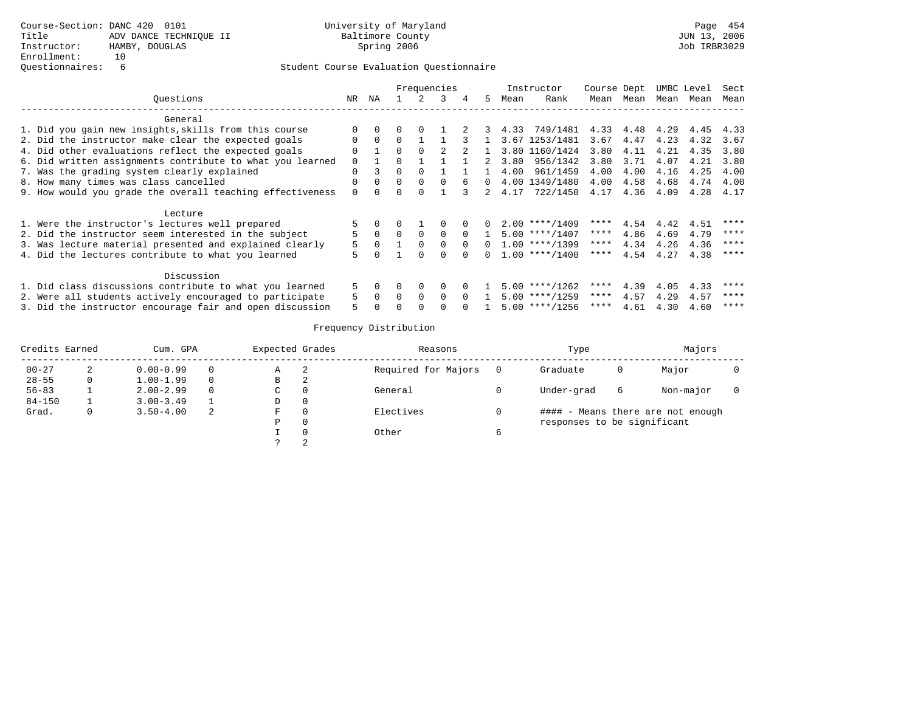Course-Section: DANC 420 0101
Title: ADV DANCE TECHNIQUE II
Instructor: HAMBY, DOUGLAS
Enrollment: 10
Questionnaires: 6

University of Maryland
Baltimore County
Spring 2006

JUN 13, 2006
Job IRBR3029

## Student Course Evaluation Questionnaire

| Questions | NR | NA | 1 | 2 | 3 | 4 | 5 | Instructor Mean | Instructor Rank | Course Mean | Dept Mean | UMBC Mean | Level Mean | Sect Mean |
|---|---|---|---|---|---|---|---|---|---|---|---|---|---|---|
| **General** | | | | | | | | | | | | | | |
| 1. Did you gain new insights,skills from this course | 0 | 0 | 0 | 0 | 1 | 2 | 3 | 4.33 | 749/1481 | 4.33 | 4.48 | 4.29 | 4.45 | 4.33 |
| 2. Did the instructor make clear the expected goals | 0 | 0 | 0 | 1 | 1 | 3 | 1 | 3.67 | 1253/1481 | 3.67 | 4.47 | 4.23 | 4.32 | 3.67 |
| 4. Did other evaluations reflect the expected goals | 0 | 1 | 0 | 0 | 2 | 2 | 1 | 3.80 | 1160/1424 | 3.80 | 4.11 | 4.21 | 4.35 | 3.80 |
| 6. Did written assignments contribute to what you learned | 0 | 1 | 0 | 1 | 1 | 1 | 2 | 3.80 | 956/1342 | 3.80 | 3.71 | 4.07 | 4.21 | 3.80 |
| 7. Was the grading system clearly explained | 0 | 3 | 0 | 0 | 1 | 1 | 1 | 4.00 | 961/1459 | 4.00 | 4.00 | 4.16 | 4.25 | 4.00 |
| 8. How many times was class cancelled | 0 | 0 | 0 | 0 | 0 | 6 | 0 | 4.00 | 1349/1480 | 4.00 | 4.58 | 4.68 | 4.74 | 4.00 |
| 9. How would you grade the overall teaching effectiveness | 0 | 0 | 0 | 0 | 1 | 3 | 2 | 4.17 | 722/1450 | 4.17 | 4.36 | 4.09 | 4.28 | 4.17 |
| **Lecture** | | | | | | | | | | | | | | |
| 1. Were the instructor's lectures well prepared | 5 | 0 | 0 | 1 | 0 | 0 | 0 | 2.00 | ****/1409 | **** | 4.54 | 4.42 | 4.51 | **** |
| 2. Did the instructor seem interested in the subject | 5 | 0 | 0 | 0 | 0 | 0 | 1 | 5.00 | ****/1407 | **** | 4.86 | 4.69 | 4.79 | **** |
| 3. Was lecture material presented and explained clearly | 5 | 0 | 1 | 0 | 0 | 0 | 0 | 1.00 | ****/1399 | **** | 4.34 | 4.26 | 4.36 | **** |
| 4. Did the lectures contribute to what you learned | 5 | 0 | 1 | 0 | 0 | 0 | 0 | 1.00 | ****/1400 | **** | 4.54 | 4.27 | 4.38 | **** |
| **Discussion** | | | | | | | | | | | | | | |
| 1. Did class discussions contribute to what you learned | 5 | 0 | 0 | 0 | 0 | 0 | 1 | 5.00 | ****/1262 | **** | 4.39 | 4.05 | 4.33 | **** |
| 2. Were all students actively encouraged to participate | 5 | 0 | 0 | 0 | 0 | 0 | 1 | 5.00 | ****/1259 | **** | 4.57 | 4.29 | 4.57 | **** |
| 3. Did the instructor encourage fair and open discussion | 5 | 0 | 0 | 0 | 0 | 0 | 1 | 5.00 | ****/1256 | **** | 4.61 | 4.30 | 4.60 | **** |

## Frequency Distribution

| Credits Earned | | Cum. GPA | | Expected Grades | | Reasons | | Type | | Majors | |
|---|---|---|---|---|---|---|---|---|---|---|---|
| 00-27 | 2 | 0.00-0.99 | 0 | A | 2 | Required for Majors | 0 | Graduate | 0 | Major | 0 |
| 28-55 | 0 | 1.00-1.99 | 0 | B | 2 | | | | | | |
| 56-83 | 1 | 2.00-2.99 | 0 | C | 0 | General | 0 | Under-grad | 6 | Non-major | 0 |
| 84-150 | 1 | 3.00-3.49 | 1 | D | 0 | | | | | | |
| Grad. | 0 | 3.50-4.00 | 2 | F | 0 | Electives | 0 | | | | |
| | | | | P | 0 | | | | | | |
| | | | | I | 0 | Other | 6 | | | | |
| | | | | ? | 2 | | | | | | |

#### - Means there are not enough responses to be significant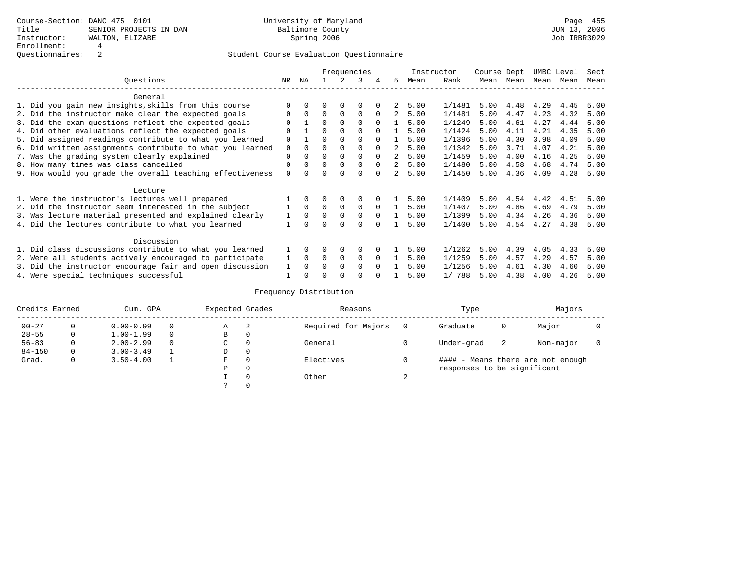Course-Section: DANC 475 0101
Title: SENIOR PROJECTS IN DAN
Instructor: WALTON, ELIZABE
Enrollment: 4
Questionnaires: 2

University of Maryland
Baltimore County
Spring 2006

JUN 13, 2006
Job IRBR3029

Student Course Evaluation Questionnaire

| Questions | NR | NA | 1 | 2 | 3 | 4 | 5 | Instructor Mean | Instructor Rank | Course Mean | Dept Mean | UMBC Mean | Level Mean | Sect Mean |
|---|---|---|---|---|---|---|---|---|---|---|---|---|---|---|
| **General** | | | | | | | | | | | | | | |
| 1. Did you gain new insights,skills from this course | 0 | 0 | 0 | 0 | 0 | 0 | 2 | 5.00 | 1/1481 | 5.00 | 4.48 | 4.29 | 4.45 | 5.00 |
| 2. Did the instructor make clear the expected goals | 0 | 0 | 0 | 0 | 0 | 0 | 2 | 5.00 | 1/1481 | 5.00 | 4.47 | 4.23 | 4.32 | 5.00 |
| 3. Did the exam questions reflect the expected goals | 0 | 1 | 0 | 0 | 0 | 0 | 1 | 5.00 | 1/1249 | 5.00 | 4.61 | 4.27 | 4.44 | 5.00 |
| 4. Did other evaluations reflect the expected goals | 0 | 1 | 0 | 0 | 0 | 0 | 1 | 5.00 | 1/1424 | 5.00 | 4.11 | 4.21 | 4.35 | 5.00 |
| 5. Did assigned readings contribute to what you learned | 0 | 1 | 0 | 0 | 0 | 0 | 1 | 5.00 | 1/1396 | 5.00 | 4.30 | 3.98 | 4.09 | 5.00 |
| 6. Did written assignments contribute to what you learned | 0 | 0 | 0 | 0 | 0 | 0 | 2 | 5.00 | 1/1342 | 5.00 | 3.71 | 4.07 | 4.21 | 5.00 |
| 7. Was the grading system clearly explained | 0 | 0 | 0 | 0 | 0 | 0 | 2 | 5.00 | 1/1459 | 5.00 | 4.00 | 4.16 | 4.25 | 5.00 |
| 8. How many times was class cancelled | 0 | 0 | 0 | 0 | 0 | 0 | 2 | 5.00 | 1/1480 | 5.00 | 4.58 | 4.68 | 4.74 | 5.00 |
| 9. How would you grade the overall teaching effectiveness | 0 | 0 | 0 | 0 | 0 | 0 | 2 | 5.00 | 1/1450 | 5.00 | 4.36 | 4.09 | 4.28 | 5.00 |
| **Lecture** | | | | | | | | | | | | | | |
| 1. Were the instructor's lectures well prepared | 1 | 0 | 0 | 0 | 0 | 0 | 1 | 5.00 | 1/1409 | 5.00 | 4.54 | 4.42 | 4.51 | 5.00 |
| 2. Did the instructor seem interested in the subject | 1 | 0 | 0 | 0 | 0 | 0 | 1 | 5.00 | 1/1407 | 5.00 | 4.86 | 4.69 | 4.79 | 5.00 |
| 3. Was lecture material presented and explained clearly | 1 | 0 | 0 | 0 | 0 | 0 | 1 | 5.00 | 1/1399 | 5.00 | 4.34 | 4.26 | 4.36 | 5.00 |
| 4. Did the lectures contribute to what you learned | 1 | 0 | 0 | 0 | 0 | 0 | 1 | 5.00 | 1/1400 | 5.00 | 4.54 | 4.27 | 4.38 | 5.00 |
| **Discussion** | | | | | | | | | | | | | | |
| 1. Did class discussions contribute to what you learned | 1 | 0 | 0 | 0 | 0 | 0 | 1 | 5.00 | 1/1262 | 5.00 | 4.39 | 4.05 | 4.33 | 5.00 |
| 2. Were all students actively encouraged to participate | 1 | 0 | 0 | 0 | 0 | 0 | 1 | 5.00 | 1/1259 | 5.00 | 4.57 | 4.29 | 4.57 | 5.00 |
| 3. Did the instructor encourage fair and open discussion | 1 | 0 | 0 | 0 | 0 | 0 | 1 | 5.00 | 1/1256 | 5.00 | 4.61 | 4.30 | 4.60 | 5.00 |
| 4. Were special techniques successful | 1 | 0 | 0 | 0 | 0 | 0 | 1 | 5.00 | 1/ 788 | 5.00 | 4.38 | 4.00 | 4.26 | 5.00 |

Frequency Distribution

| Credits Earned | | Cum. GPA | | Expected Grades | | Reasons | | Type | | Majors | |
|---|---|---|---|---|---|---|---|---|---|---|---|
| 00-27 | 0 | 0.00-0.99 | 0 | A | 2 | Required for Majors | 0 | Graduate | 0 | Major | 0 |
| 28-55 | 0 | 1.00-1.99 | 0 | B | 0 | | | | | | |
| 56-83 | 0 | 2.00-2.99 | 0 | C | 0 | General | 0 | Under-grad | 2 | Non-major | 0 |
| 84-150 | 0 | 3.00-3.49 | 1 | D | 0 | | | | | | |
| Grad. | 0 | 3.50-4.00 | 1 | F | 0 | Electives | 0 | #### - Means there are not enough responses to be significant | | | |
| | | | | P | 0 | | | | | | |
| | | | | I | 0 | Other | 2 | | | | |
| | | | | ? | 0 | | | | | | |